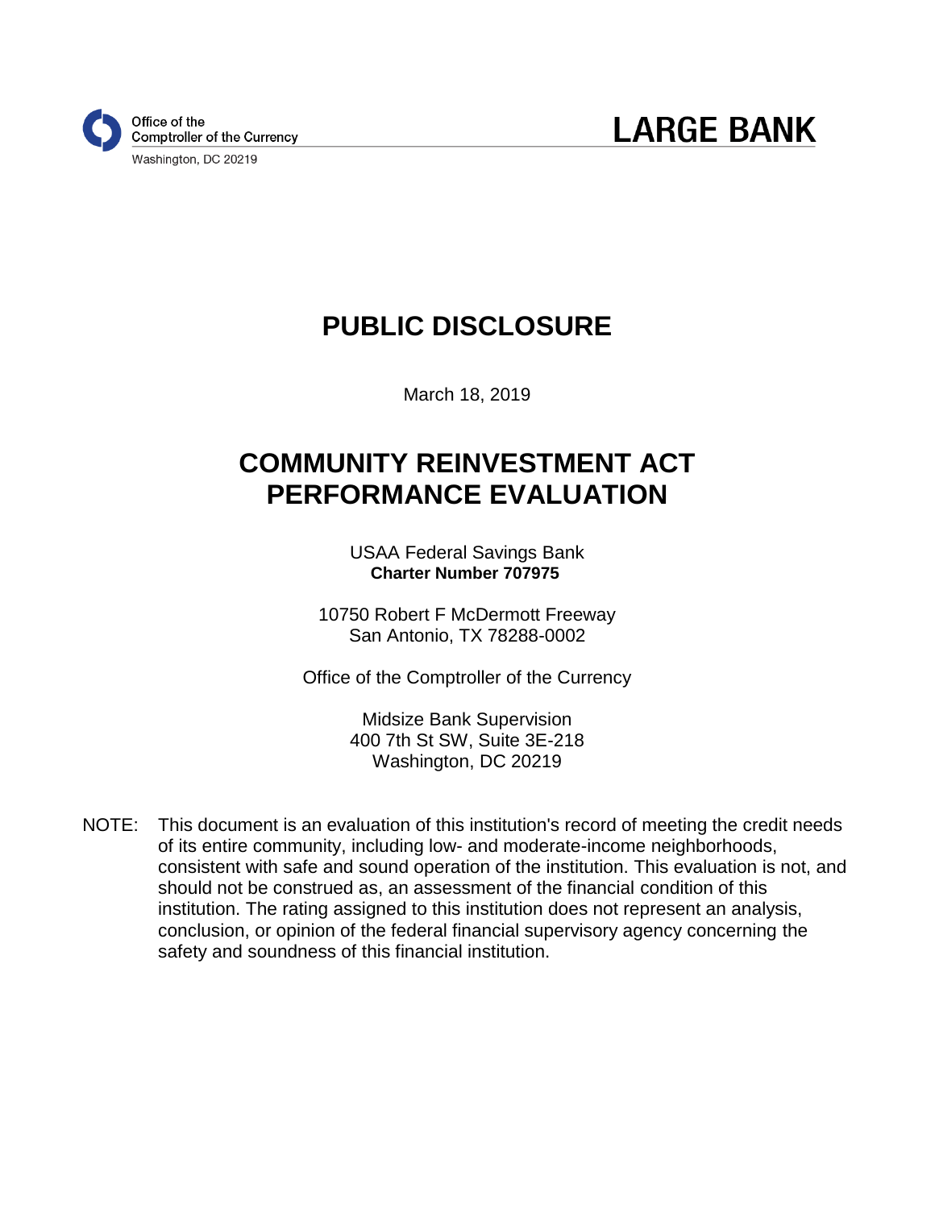Office of the Comptroller of the Currency
Washington, DC 20219

**LARGE BANK**

# PUBLIC DISCLOSURE

March 18, 2019

# COMMUNITY REINVESTMENT ACT PERFORMANCE EVALUATION

USAA Federal Savings Bank
**Charter Number 707975**

10750 Robert F McDermott Freeway
San Antonio, TX 78288-0002

Office of the Comptroller of the Currency

Midsize Bank Supervision
400 7th St SW, Suite 3E-218
Washington, DC 20219

NOTE: This document is an evaluation of this institution's record of meeting the credit needs of its entire community, including low- and moderate-income neighborhoods, consistent with safe and sound operation of the institution. This evaluation is not, and should not be construed as, an assessment of the financial condition of this institution. The rating assigned to this institution does not represent an analysis, conclusion, or opinion of the federal financial supervisory agency concerning the safety and soundness of this financial institution.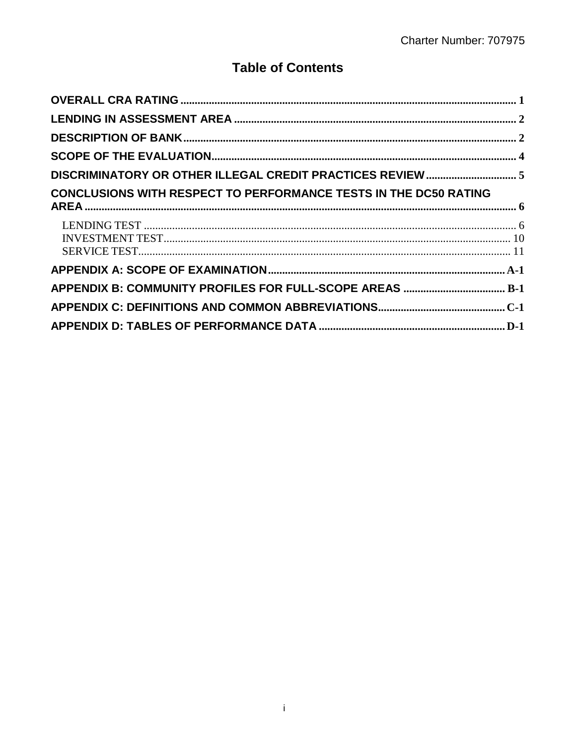# Table of Contents

**OVERALL CRA RATING** .......... 1

**LENDING IN ASSESSMENT AREA** .......... 2

**DESCRIPTION OF BANK** .......... 2

**SCOPE OF THE EVALUATION** .......... 4

**DISCRIMINATORY OR OTHER ILLEGAL CREDIT PRACTICES REVIEW** .......... 5

**CONCLUSIONS WITH RESPECT TO PERFORMANCE TESTS IN THE DC50 RATING AREA** .......... 6

- LENDING TEST .......... 6
- INVESTMENT TEST .......... 10
- SERVICE TEST .......... 11

**APPENDIX A: SCOPE OF EXAMINATION** .......... A-1

**APPENDIX B: COMMUNITY PROFILES FOR FULL-SCOPE AREAS** .......... B-1

**APPENDIX C: DEFINITIONS AND COMMON ABBREVIATIONS** .......... C-1

**APPENDIX D: TABLES OF PERFORMANCE DATA** .......... D-1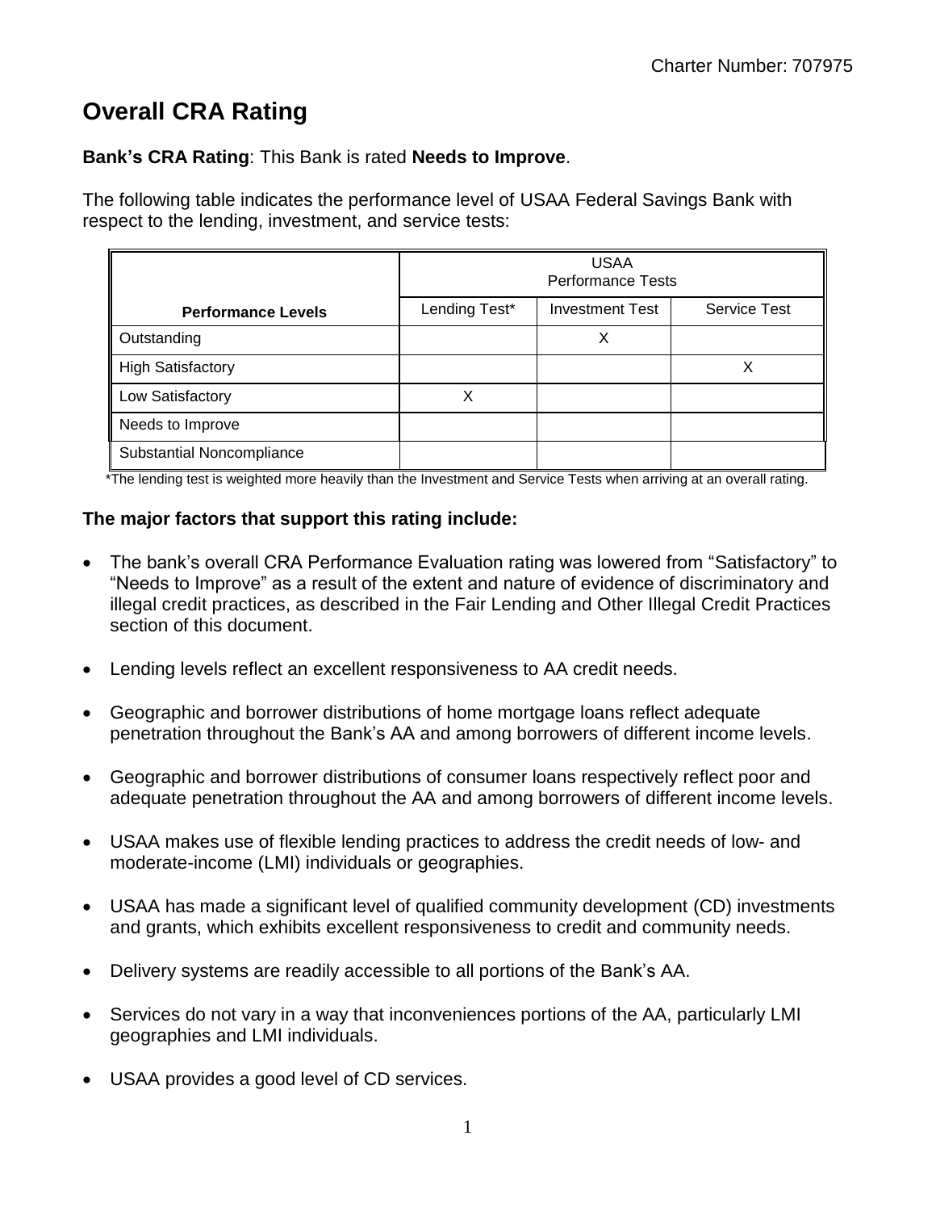# Overall CRA Rating

**Bank's CRA Rating**: This Bank is rated **Needs to Improve**.

The following table indicates the performance level of USAA Federal Savings Bank with respect to the lending, investment, and service tests:

| | USAA Performance Tests | | |
|---|---|---|---|
| **Performance Levels** | Lending Test* | Investment Test | Service Test |
| Outstanding | | X | |
| High Satisfactory | | | X |
| Low Satisfactory | X | | |
| Needs to Improve | | | |
| Substantial Noncompliance | | | |

*The lending test is weighted more heavily than the Investment and Service Tests when arriving at an overall rating.

**The major factors that support this rating include:**

- The bank's overall CRA Performance Evaluation rating was lowered from "Satisfactory" to "Needs to Improve" as a result of the extent and nature of evidence of discriminatory and illegal credit practices, as described in the Fair Lending and Other Illegal Credit Practices section of this document.
- Lending levels reflect an excellent responsiveness to AA credit needs.
- Geographic and borrower distributions of home mortgage loans reflect adequate penetration throughout the Bank's AA and among borrowers of different income levels.
- Geographic and borrower distributions of consumer loans respectively reflect poor and adequate penetration throughout the AA and among borrowers of different income levels.
- USAA makes use of flexible lending practices to address the credit needs of low- and moderate-income (LMI) individuals or geographies.
- USAA has made a significant level of qualified community development (CD) investments and grants, which exhibits excellent responsiveness to credit and community needs.
- Delivery systems are readily accessible to all portions of the Bank's AA.
- Services do not vary in a way that inconveniences portions of the AA, particularly LMI geographies and LMI individuals.
- USAA provides a good level of CD services.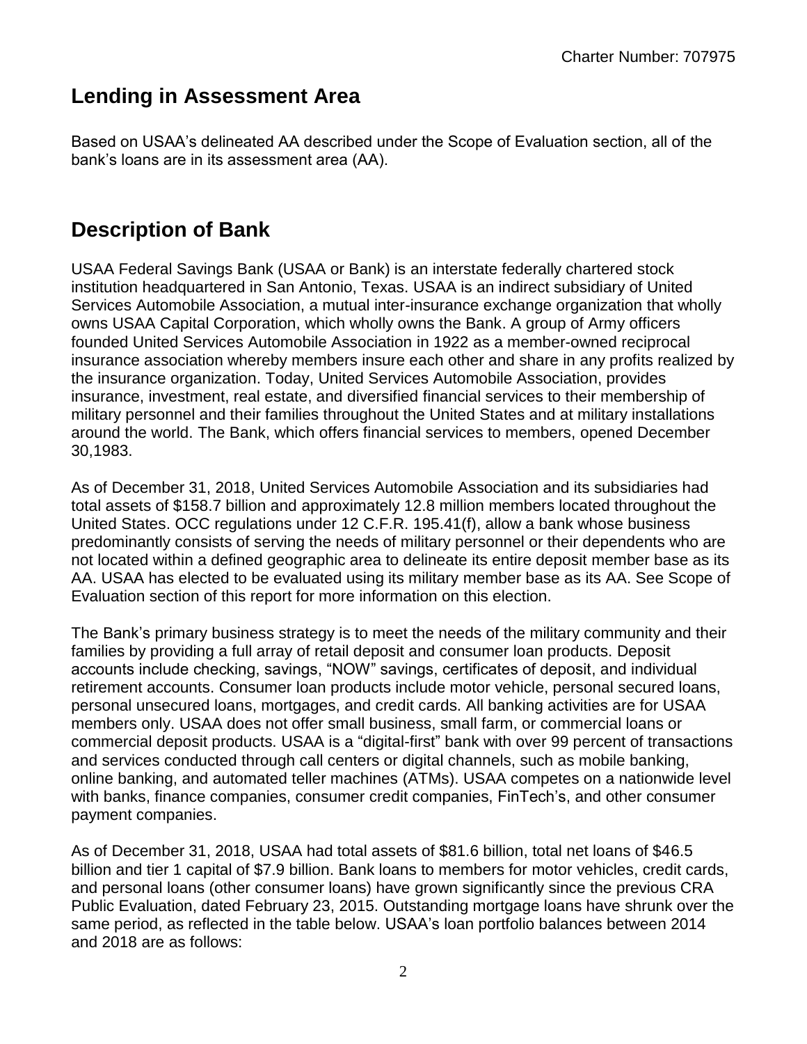## Lending in Assessment Area

Based on USAA's delineated AA described under the Scope of Evaluation section, all of the bank's loans are in its assessment area (AA).

## Description of Bank

USAA Federal Savings Bank (USAA or Bank) is an interstate federally chartered stock institution headquartered in San Antonio, Texas. USAA is an indirect subsidiary of United Services Automobile Association, a mutual inter-insurance exchange organization that wholly owns USAA Capital Corporation, which wholly owns the Bank. A group of Army officers founded United Services Automobile Association in 1922 as a member-owned reciprocal insurance association whereby members insure each other and share in any profits realized by the insurance organization. Today, United Services Automobile Association, provides insurance, investment, real estate, and diversified financial services to their membership of military personnel and their families throughout the United States and at military installations around the world. The Bank, which offers financial services to members, opened December 30,1983.

As of December 31, 2018, United Services Automobile Association and its subsidiaries had total assets of $158.7 billion and approximately 12.8 million members located throughout the United States. OCC regulations under 12 C.F.R. 195.41(f), allow a bank whose business predominantly consists of serving the needs of military personnel or their dependents who are not located within a defined geographic area to delineate its entire deposit member base as its AA. USAA has elected to be evaluated using its military member base as its AA. See Scope of Evaluation section of this report for more information on this election.

The Bank's primary business strategy is to meet the needs of the military community and their families by providing a full array of retail deposit and consumer loan products. Deposit accounts include checking, savings, "NOW" savings, certificates of deposit, and individual retirement accounts. Consumer loan products include motor vehicle, personal secured loans, personal unsecured loans, mortgages, and credit cards. All banking activities are for USAA members only. USAA does not offer small business, small farm, or commercial loans or commercial deposit products. USAA is a "digital-first" bank with over 99 percent of transactions and services conducted through call centers or digital channels, such as mobile banking, online banking, and automated teller machines (ATMs). USAA competes on a nationwide level with banks, finance companies, consumer credit companies, FinTech's, and other consumer payment companies.

As of December 31, 2018, USAA had total assets of $81.6 billion, total net loans of $46.5 billion and tier 1 capital of $7.9 billion. Bank loans to members for motor vehicles, credit cards, and personal loans (other consumer loans) have grown significantly since the previous CRA Public Evaluation, dated February 23, 2015. Outstanding mortgage loans have shrunk over the same period, as reflected in the table below. USAA's loan portfolio balances between 2014 and 2018 are as follows: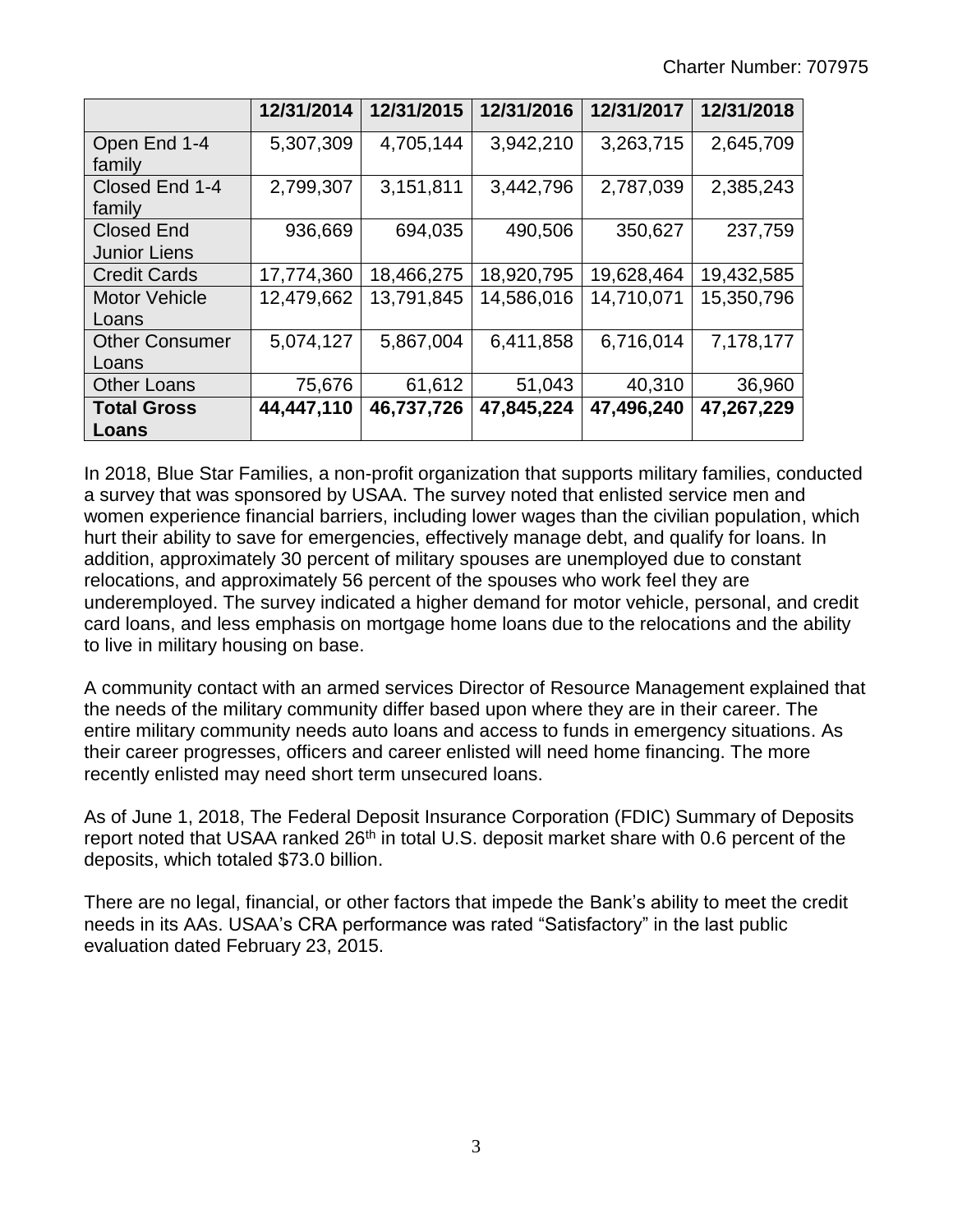| | 12/31/2014 | 12/31/2015 | 12/31/2016 | 12/31/2017 | 12/31/2018 |
|---|---|---|---|---|---|
| Open End 1-4 family | 5,307,309 | 4,705,144 | 3,942,210 | 3,263,715 | 2,645,709 |
| Closed End 1-4 family | 2,799,307 | 3,151,811 | 3,442,796 | 2,787,039 | 2,385,243 |
| Closed End Junior Liens | 936,669 | 694,035 | 490,506 | 350,627 | 237,759 |
| Credit Cards | 17,774,360 | 18,466,275 | 18,920,795 | 19,628,464 | 19,432,585 |
| Motor Vehicle Loans | 12,479,662 | 13,791,845 | 14,586,016 | 14,710,071 | 15,350,796 |
| Other Consumer Loans | 5,074,127 | 5,867,004 | 6,411,858 | 6,716,014 | 7,178,177 |
| Other Loans | 75,676 | 61,612 | 51,043 | 40,310 | 36,960 |
| **Total Gross Loans** | **44,447,110** | **46,737,726** | **47,845,224** | **47,496,240** | **47,267,229** |

In 2018, Blue Star Families, a non-profit organization that supports military families, conducted a survey that was sponsored by USAA. The survey noted that enlisted service men and women experience financial barriers, including lower wages than the civilian population, which hurt their ability to save for emergencies, effectively manage debt, and qualify for loans. In addition, approximately 30 percent of military spouses are unemployed due to constant relocations, and approximately 56 percent of the spouses who work feel they are underemployed. The survey indicated a higher demand for motor vehicle, personal, and credit card loans, and less emphasis on mortgage home loans due to the relocations and the ability to live in military housing on base.

A community contact with an armed services Director of Resource Management explained that the needs of the military community differ based upon where they are in their career. The entire military community needs auto loans and access to funds in emergency situations. As their career progresses, officers and career enlisted will need home financing. The more recently enlisted may need short term unsecured loans.

As of June 1, 2018, The Federal Deposit Insurance Corporation (FDIC) Summary of Deposits report noted that USAA ranked 26th in total U.S. deposit market share with 0.6 percent of the deposits, which totaled $73.0 billion.

There are no legal, financial, or other factors that impede the Bank's ability to meet the credit needs in its AAs. USAA's CRA performance was rated "Satisfactory" in the last public evaluation dated February 23, 2015.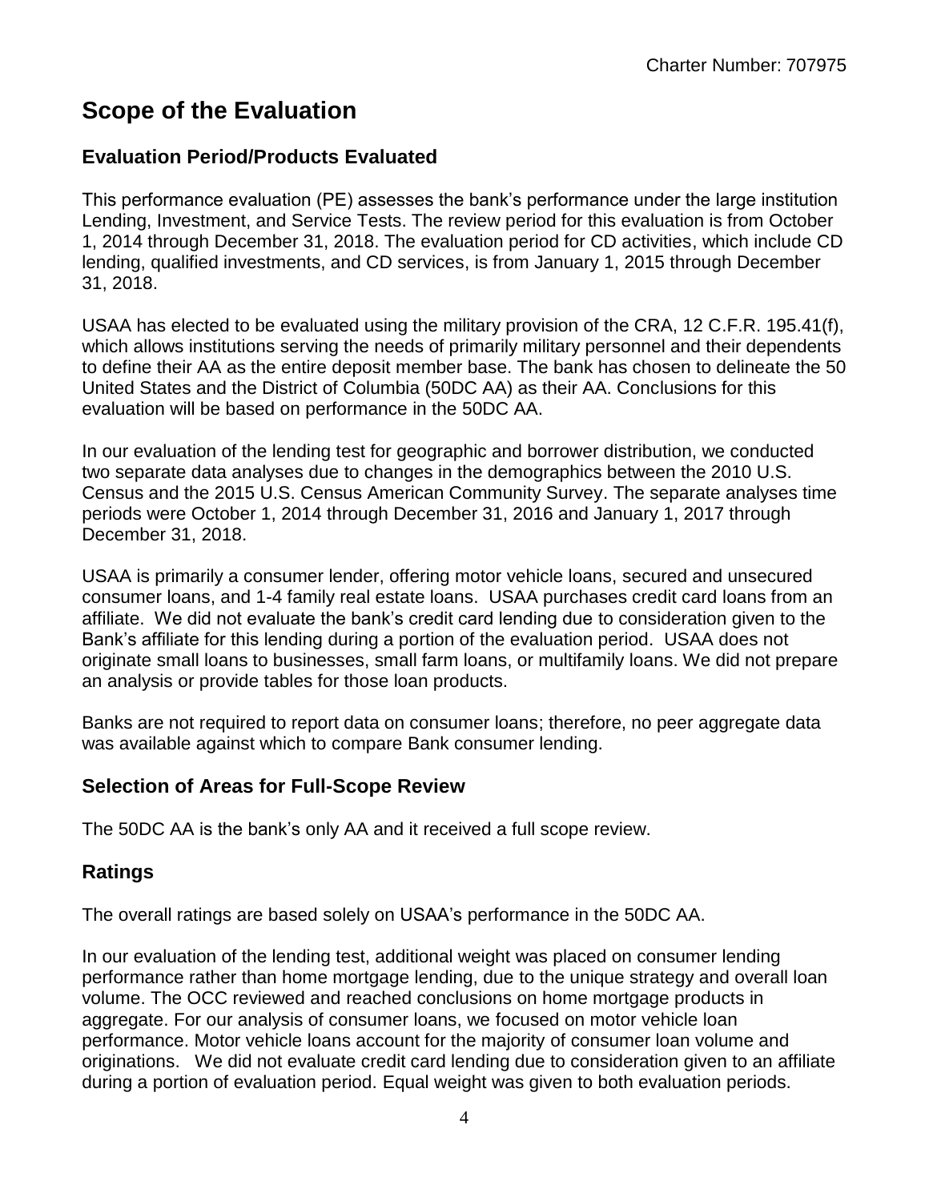# Scope of the Evaluation

## Evaluation Period/Products Evaluated

This performance evaluation (PE) assesses the bank's performance under the large institution Lending, Investment, and Service Tests. The review period for this evaluation is from October 1, 2014 through December 31, 2018. The evaluation period for CD activities, which include CD lending, qualified investments, and CD services, is from January 1, 2015 through December 31, 2018.

USAA has elected to be evaluated using the military provision of the CRA, 12 C.F.R. 195.41(f), which allows institutions serving the needs of primarily military personnel and their dependents to define their AA as the entire deposit member base. The bank has chosen to delineate the 50 United States and the District of Columbia (50DC AA) as their AA. Conclusions for this evaluation will be based on performance in the 50DC AA.

In our evaluation of the lending test for geographic and borrower distribution, we conducted two separate data analyses due to changes in the demographics between the 2010 U.S. Census and the 2015 U.S. Census American Community Survey. The separate analyses time periods were October 1, 2014 through December 31, 2016 and January 1, 2017 through December 31, 2018.

USAA is primarily a consumer lender, offering motor vehicle loans, secured and unsecured consumer loans, and 1-4 family real estate loans. USAA purchases credit card loans from an affiliate. We did not evaluate the bank's credit card lending due to consideration given to the Bank's affiliate for this lending during a portion of the evaluation period. USAA does not originate small loans to businesses, small farm loans, or multifamily loans. We did not prepare an analysis or provide tables for those loan products.

Banks are not required to report data on consumer loans; therefore, no peer aggregate data was available against which to compare Bank consumer lending.

## Selection of Areas for Full-Scope Review

The 50DC AA is the bank's only AA and it received a full scope review.

## Ratings

The overall ratings are based solely on USAA's performance in the 50DC AA.

In our evaluation of the lending test, additional weight was placed on consumer lending performance rather than home mortgage lending, due to the unique strategy and overall loan volume. The OCC reviewed and reached conclusions on home mortgage products in aggregate. For our analysis of consumer loans, we focused on motor vehicle loan performance. Motor vehicle loans account for the majority of consumer loan volume and originations. We did not evaluate credit card lending due to consideration given to an affiliate during a portion of evaluation period. Equal weight was given to both evaluation periods.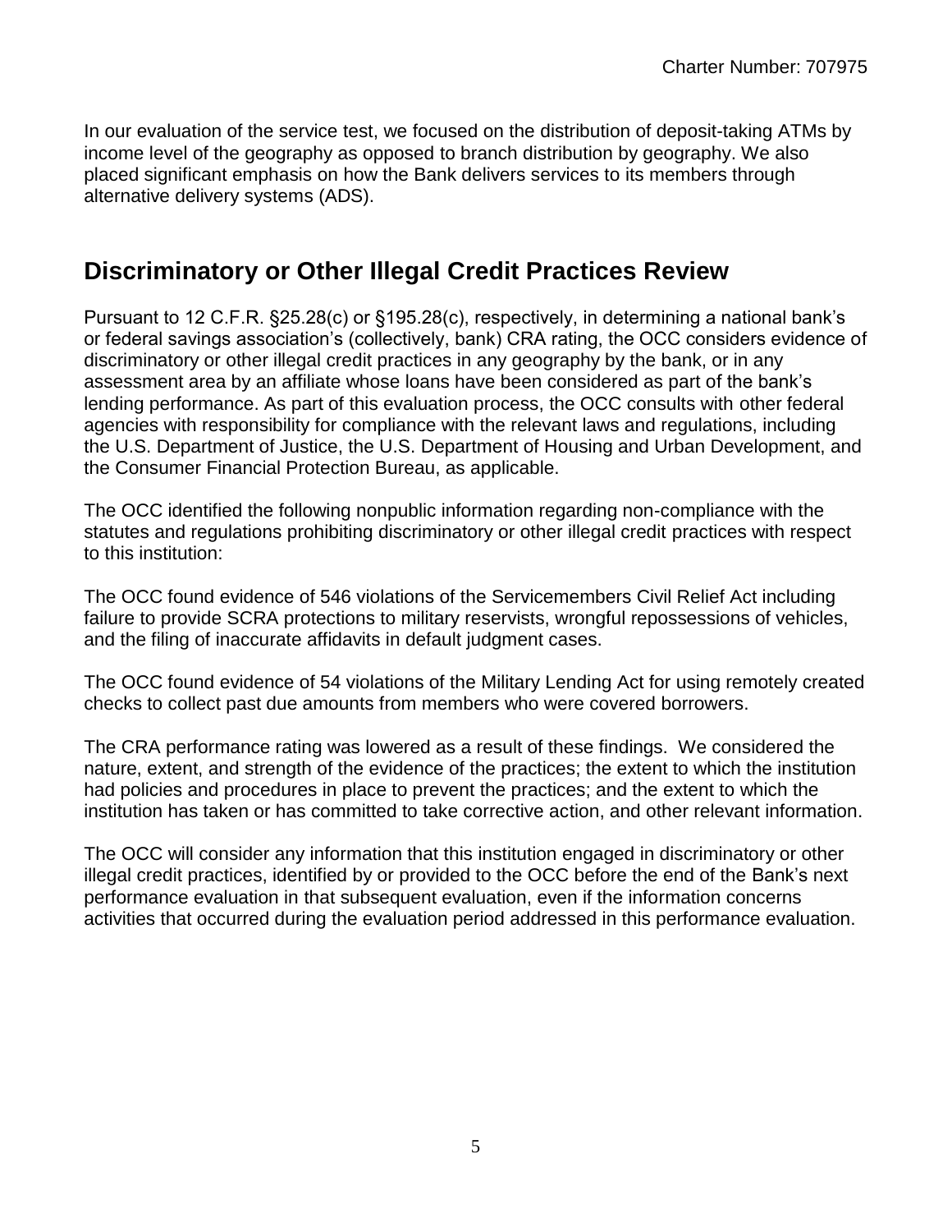In our evaluation of the service test, we focused on the distribution of deposit-taking ATMs by income level of the geography as opposed to branch distribution by geography. We also placed significant emphasis on how the Bank delivers services to its members through alternative delivery systems (ADS).

## Discriminatory or Other Illegal Credit Practices Review

Pursuant to 12 C.F.R. §25.28(c) or §195.28(c), respectively, in determining a national bank's or federal savings association's (collectively, bank) CRA rating, the OCC considers evidence of discriminatory or other illegal credit practices in any geography by the bank, or in any assessment area by an affiliate whose loans have been considered as part of the bank's lending performance. As part of this evaluation process, the OCC consults with other federal agencies with responsibility for compliance with the relevant laws and regulations, including the U.S. Department of Justice, the U.S. Department of Housing and Urban Development, and the Consumer Financial Protection Bureau, as applicable.

The OCC identified the following nonpublic information regarding non-compliance with the statutes and regulations prohibiting discriminatory or other illegal credit practices with respect to this institution:

The OCC found evidence of 546 violations of the Servicemembers Civil Relief Act including failure to provide SCRA protections to military reservists, wrongful repossessions of vehicles, and the filing of inaccurate affidavits in default judgment cases.

The OCC found evidence of 54 violations of the Military Lending Act for using remotely created checks to collect past due amounts from members who were covered borrowers.

The CRA performance rating was lowered as a result of these findings. We considered the nature, extent, and strength of the evidence of the practices; the extent to which the institution had policies and procedures in place to prevent the practices; and the extent to which the institution has taken or has committed to take corrective action, and other relevant information.

The OCC will consider any information that this institution engaged in discriminatory or other illegal credit practices, identified by or provided to the OCC before the end of the Bank's next performance evaluation in that subsequent evaluation, even if the information concerns activities that occurred during the evaluation period addressed in this performance evaluation.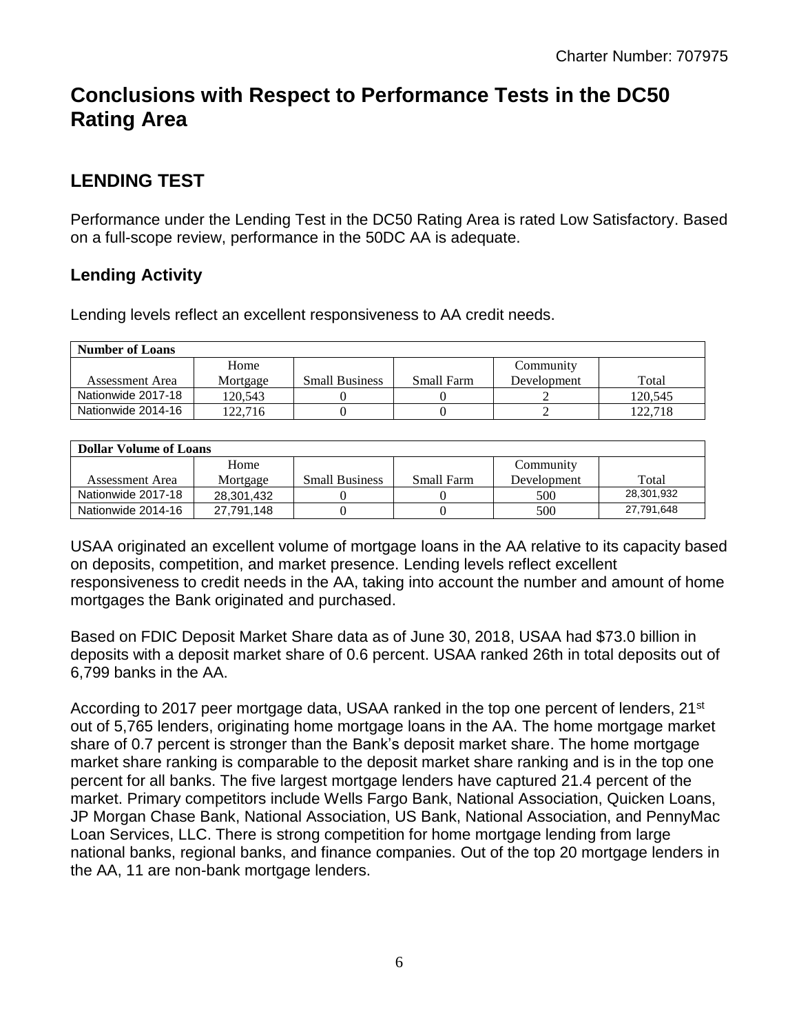# Conclusions with Respect to Performance Tests in the DC50 Rating Area

## LENDING TEST

Performance under the Lending Test in the DC50 Rating Area is rated Low Satisfactory. Based on a full-scope review, performance in the 50DC AA is adequate.

### Lending Activity

Lending levels reflect an excellent responsiveness to AA credit needs.

| Number of Loans | | | | | |
|---|---|---|---|---|---|
| Assessment Area | Home Mortgage | Small Business | Small Farm | Community Development | Total |
| Nationwide 2017-18 | 120,543 | 0 | 0 | 2 | 120,545 |
| Nationwide 2014-16 | 122,716 | 0 | 0 | 2 | 122,718 |

| Dollar Volume of Loans | | | | | |
|---|---|---|---|---|---|
| Assessment Area | Home Mortgage | Small Business | Small Farm | Community Development | Total |
| Nationwide 2017-18 | 28,301,432 | 0 | 0 | 500 | 28,301,932 |
| Nationwide 2014-16 | 27,791,148 | 0 | 0 | 500 | 27,791,648 |

USAA originated an excellent volume of mortgage loans in the AA relative to its capacity based on deposits, competition, and market presence. Lending levels reflect excellent responsiveness to credit needs in the AA, taking into account the number and amount of home mortgages the Bank originated and purchased.

Based on FDIC Deposit Market Share data as of June 30, 2018, USAA had $73.0 billion in deposits with a deposit market share of 0.6 percent. USAA ranked 26th in total deposits out of 6,799 banks in the AA.

According to 2017 peer mortgage data, USAA ranked in the top one percent of lenders, 21st out of 5,765 lenders, originating home mortgage loans in the AA. The home mortgage market share of 0.7 percent is stronger than the Bank's deposit market share. The home mortgage market share ranking is comparable to the deposit market share ranking and is in the top one percent for all banks. The five largest mortgage lenders have captured 21.4 percent of the market. Primary competitors include Wells Fargo Bank, National Association, Quicken Loans, JP Morgan Chase Bank, National Association, US Bank, National Association, and PennyMac Loan Services, LLC. There is strong competition for home mortgage lending from large national banks, regional banks, and finance companies. Out of the top 20 mortgage lenders in the AA, 11 are non-bank mortgage lenders.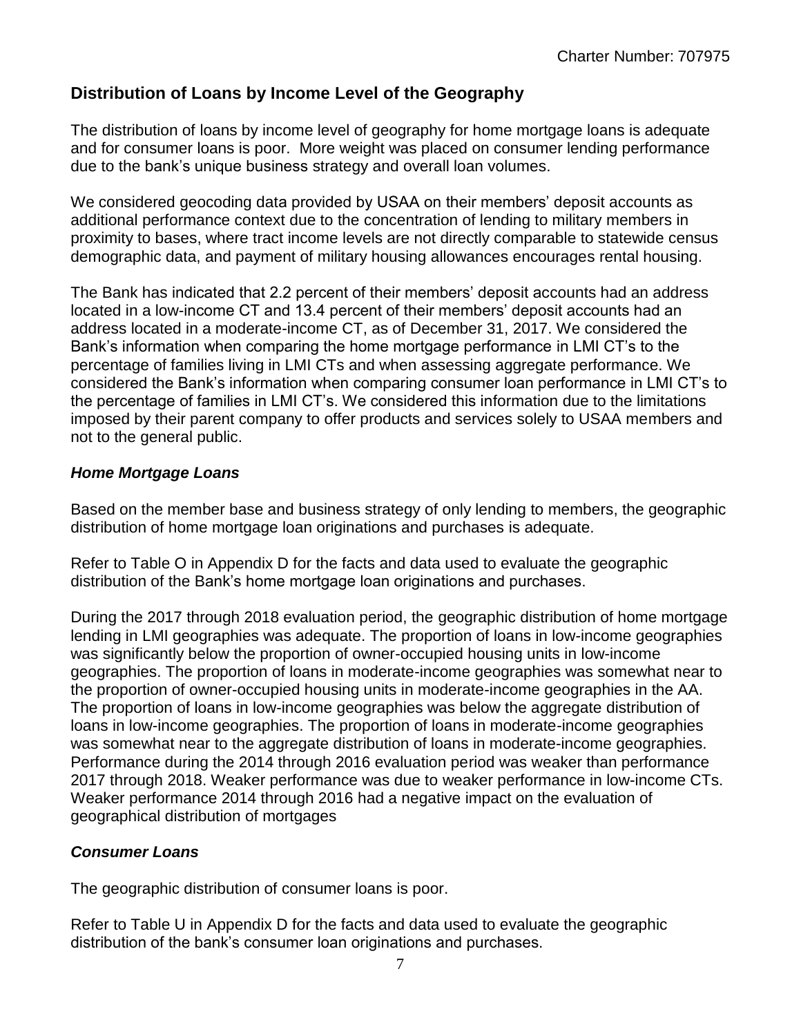## Distribution of Loans by Income Level of the Geography

The distribution of loans by income level of geography for home mortgage loans is adequate and for consumer loans is poor. More weight was placed on consumer lending performance due to the bank's unique business strategy and overall loan volumes.

We considered geocoding data provided by USAA on their members' deposit accounts as additional performance context due to the concentration of lending to military members in proximity to bases, where tract income levels are not directly comparable to statewide census demographic data, and payment of military housing allowances encourages rental housing.

The Bank has indicated that 2.2 percent of their members' deposit accounts had an address located in a low-income CT and 13.4 percent of their members' deposit accounts had an address located in a moderate-income CT, as of December 31, 2017. We considered the Bank's information when comparing the home mortgage performance in LMI CT's to the percentage of families living in LMI CTs and when assessing aggregate performance. We considered the Bank's information when comparing consumer loan performance in LMI CT's to the percentage of families in LMI CT's. We considered this information due to the limitations imposed by their parent company to offer products and services solely to USAA members and not to the general public.

### *Home Mortgage Loans*

Based on the member base and business strategy of only lending to members, the geographic distribution of home mortgage loan originations and purchases is adequate.

Refer to Table O in Appendix D for the facts and data used to evaluate the geographic distribution of the Bank's home mortgage loan originations and purchases.

During the 2017 through 2018 evaluation period, the geographic distribution of home mortgage lending in LMI geographies was adequate. The proportion of loans in low-income geographies was significantly below the proportion of owner-occupied housing units in low-income geographies. The proportion of loans in moderate-income geographies was somewhat near to the proportion of owner-occupied housing units in moderate-income geographies in the AA. The proportion of loans in low-income geographies was below the aggregate distribution of loans in low-income geographies. The proportion of loans in moderate-income geographies was somewhat near to the aggregate distribution of loans in moderate-income geographies. Performance during the 2014 through 2016 evaluation period was weaker than performance 2017 through 2018. Weaker performance was due to weaker performance in low-income CTs. Weaker performance 2014 through 2016 had a negative impact on the evaluation of geographical distribution of mortgages

### *Consumer Loans*

The geographic distribution of consumer loans is poor.

Refer to Table U in Appendix D for the facts and data used to evaluate the geographic distribution of the bank's consumer loan originations and purchases.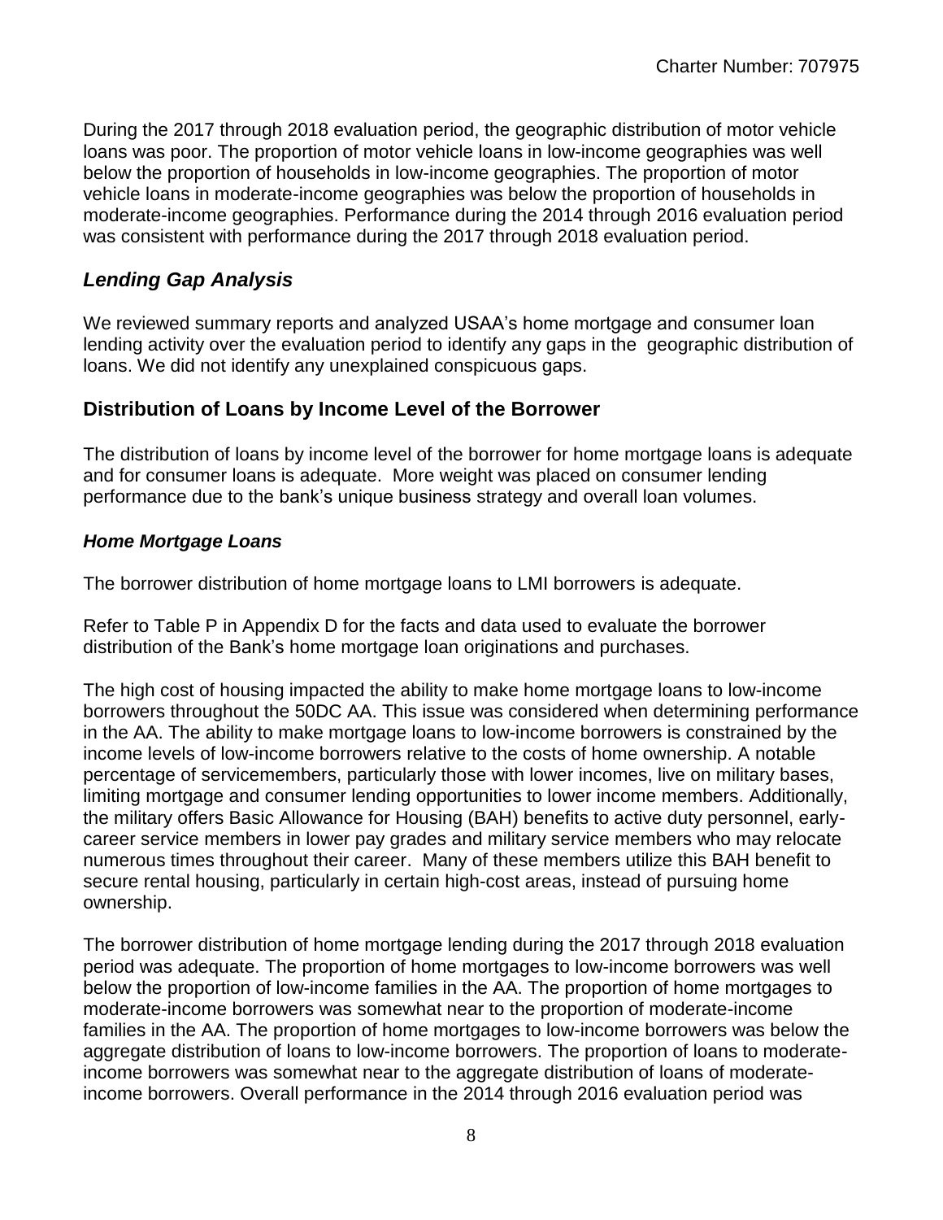During the 2017 through 2018 evaluation period, the geographic distribution of motor vehicle loans was poor. The proportion of motor vehicle loans in low-income geographies was well below the proportion of households in low-income geographies. The proportion of motor vehicle loans in moderate-income geographies was below the proportion of households in moderate-income geographies. Performance during the 2014 through 2016 evaluation period was consistent with performance during the 2017 through 2018 evaluation period.

### *Lending Gap Analysis*

We reviewed summary reports and analyzed USAA's home mortgage and consumer loan lending activity over the evaluation period to identify any gaps in the geographic distribution of loans. We did not identify any unexplained conspicuous gaps.

## Distribution of Loans by Income Level of the Borrower

The distribution of loans by income level of the borrower for home mortgage loans is adequate and for consumer loans is adequate. More weight was placed on consumer lending performance due to the bank's unique business strategy and overall loan volumes.

#### *Home Mortgage Loans*

The borrower distribution of home mortgage loans to LMI borrowers is adequate.

Refer to Table P in Appendix D for the facts and data used to evaluate the borrower distribution of the Bank's home mortgage loan originations and purchases.

The high cost of housing impacted the ability to make home mortgage loans to low-income borrowers throughout the 50DC AA. This issue was considered when determining performance in the AA. The ability to make mortgage loans to low-income borrowers is constrained by the income levels of low-income borrowers relative to the costs of home ownership. A notable percentage of servicemembers, particularly those with lower incomes, live on military bases, limiting mortgage and consumer lending opportunities to lower income members. Additionally, the military offers Basic Allowance for Housing (BAH) benefits to active duty personnel, early-career service members in lower pay grades and military service members who may relocate numerous times throughout their career. Many of these members utilize this BAH benefit to secure rental housing, particularly in certain high-cost areas, instead of pursuing home ownership.

The borrower distribution of home mortgage lending during the 2017 through 2018 evaluation period was adequate. The proportion of home mortgages to low-income borrowers was well below the proportion of low-income families in the AA. The proportion of home mortgages to moderate-income borrowers was somewhat near to the proportion of moderate-income families in the AA. The proportion of home mortgages to low-income borrowers was below the aggregate distribution of loans to low-income borrowers. The proportion of loans to moderate-income borrowers was somewhat near to the aggregate distribution of loans of moderate-income borrowers. Overall performance in the 2014 through 2016 evaluation period was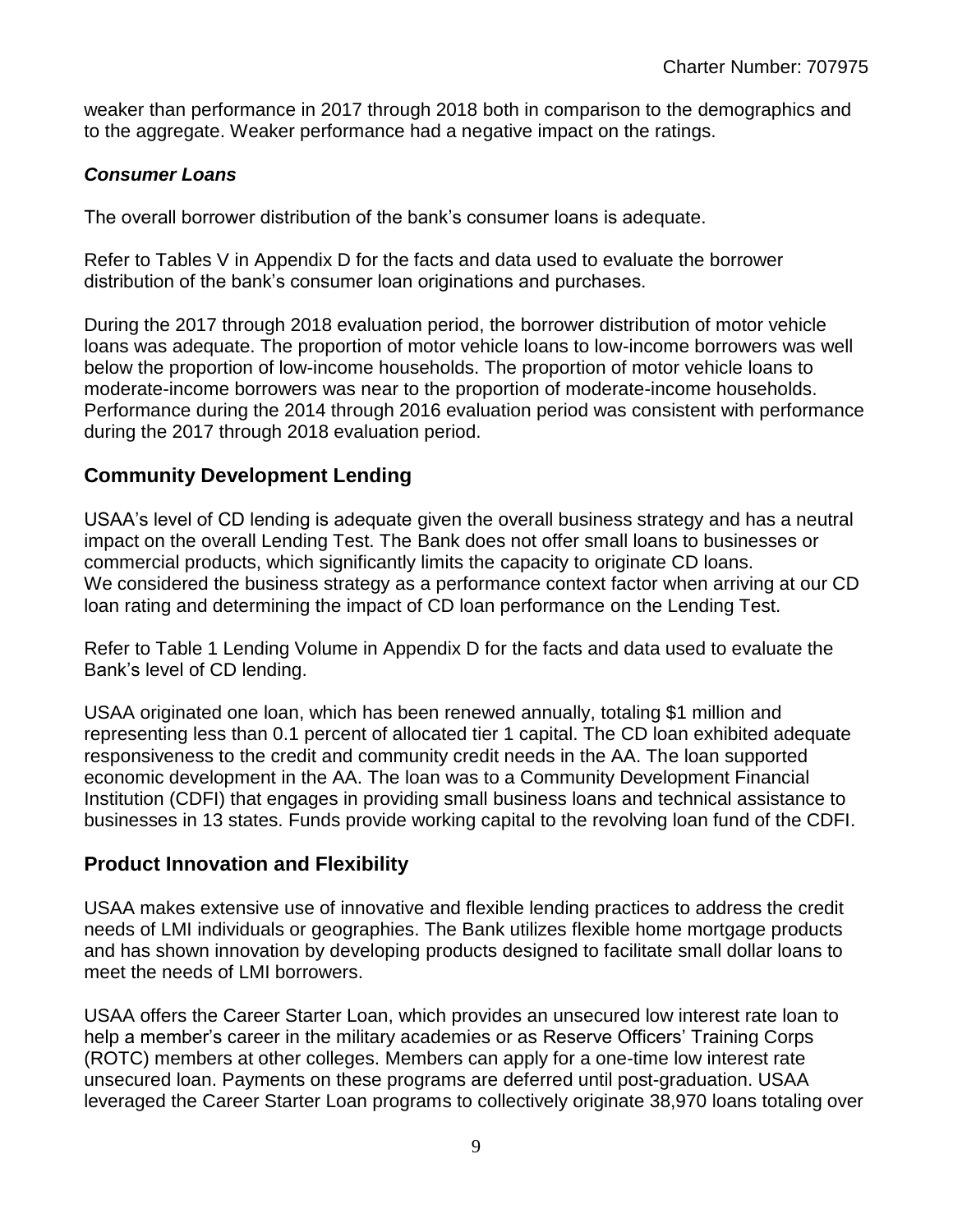weaker than performance in 2017 through 2018 both in comparison to the demographics and to the aggregate. Weaker performance had a negative impact on the ratings.

### *Consumer Loans*

The overall borrower distribution of the bank's consumer loans is adequate.

Refer to Tables V in Appendix D for the facts and data used to evaluate the borrower distribution of the bank's consumer loan originations and purchases.

During the 2017 through 2018 evaluation period, the borrower distribution of motor vehicle loans was adequate. The proportion of motor vehicle loans to low-income borrowers was well below the proportion of low-income households. The proportion of motor vehicle loans to moderate-income borrowers was near to the proportion of moderate-income households. Performance during the 2014 through 2016 evaluation period was consistent with performance during the 2017 through 2018 evaluation period.

## Community Development Lending

USAA's level of CD lending is adequate given the overall business strategy and has a neutral impact on the overall Lending Test. The Bank does not offer small loans to businesses or commercial products, which significantly limits the capacity to originate CD loans. We considered the business strategy as a performance context factor when arriving at our CD loan rating and determining the impact of CD loan performance on the Lending Test.

Refer to Table 1 Lending Volume in Appendix D for the facts and data used to evaluate the Bank's level of CD lending.

USAA originated one loan, which has been renewed annually, totaling $1 million and representing less than 0.1 percent of allocated tier 1 capital. The CD loan exhibited adequate responsiveness to the credit and community credit needs in the AA. The loan supported economic development in the AA. The loan was to a Community Development Financial Institution (CDFI) that engages in providing small business loans and technical assistance to businesses in 13 states. Funds provide working capital to the revolving loan fund of the CDFI.

## Product Innovation and Flexibility

USAA makes extensive use of innovative and flexible lending practices to address the credit needs of LMI individuals or geographies. The Bank utilizes flexible home mortgage products and has shown innovation by developing products designed to facilitate small dollar loans to meet the needs of LMI borrowers.

USAA offers the Career Starter Loan, which provides an unsecured low interest rate loan to help a member's career in the military academies or as Reserve Officers' Training Corps (ROTC) members at other colleges. Members can apply for a one-time low interest rate unsecured loan. Payments on these programs are deferred until post-graduation. USAA leveraged the Career Starter Loan programs to collectively originate 38,970 loans totaling over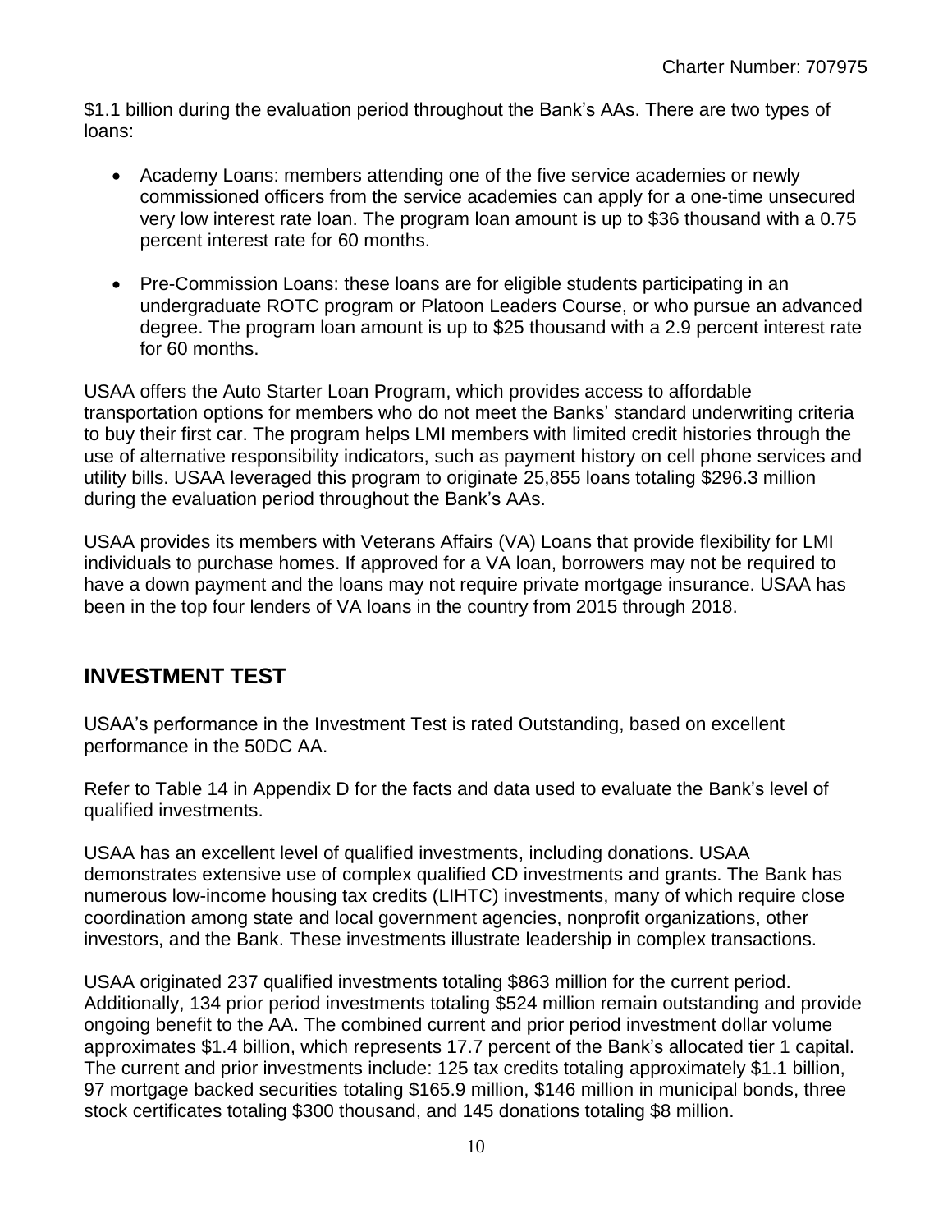$1.1 billion during the evaluation period throughout the Bank's AAs. There are two types of loans:

- Academy Loans: members attending one of the five service academies or newly commissioned officers from the service academies can apply for a one-time unsecured very low interest rate loan. The program loan amount is up to $36 thousand with a 0.75 percent interest rate for 60 months.
- Pre-Commission Loans: these loans are for eligible students participating in an undergraduate ROTC program or Platoon Leaders Course, or who pursue an advanced degree. The program loan amount is up to $25 thousand with a 2.9 percent interest rate for 60 months.

USAA offers the Auto Starter Loan Program, which provides access to affordable transportation options for members who do not meet the Banks' standard underwriting criteria to buy their first car. The program helps LMI members with limited credit histories through the use of alternative responsibility indicators, such as payment history on cell phone services and utility bills. USAA leveraged this program to originate 25,855 loans totaling $296.3 million during the evaluation period throughout the Bank's AAs.

USAA provides its members with Veterans Affairs (VA) Loans that provide flexibility for LMI individuals to purchase homes. If approved for a VA loan, borrowers may not be required to have a down payment and the loans may not require private mortgage insurance. USAA has been in the top four lenders of VA loans in the country from 2015 through 2018.

## INVESTMENT TEST

USAA's performance in the Investment Test is rated Outstanding, based on excellent performance in the 50DC AA.

Refer to Table 14 in Appendix D for the facts and data used to evaluate the Bank's level of qualified investments.

USAA has an excellent level of qualified investments, including donations. USAA demonstrates extensive use of complex qualified CD investments and grants. The Bank has numerous low-income housing tax credits (LIHTC) investments, many of which require close coordination among state and local government agencies, nonprofit organizations, other investors, and the Bank. These investments illustrate leadership in complex transactions.

USAA originated 237 qualified investments totaling $863 million for the current period. Additionally, 134 prior period investments totaling $524 million remain outstanding and provide ongoing benefit to the AA. The combined current and prior period investment dollar volume approximates $1.4 billion, which represents 17.7 percent of the Bank's allocated tier 1 capital. The current and prior investments include: 125 tax credits totaling approximately $1.1 billion, 97 mortgage backed securities totaling $165.9 million, $146 million in municipal bonds, three stock certificates totaling $300 thousand, and 145 donations totaling $8 million.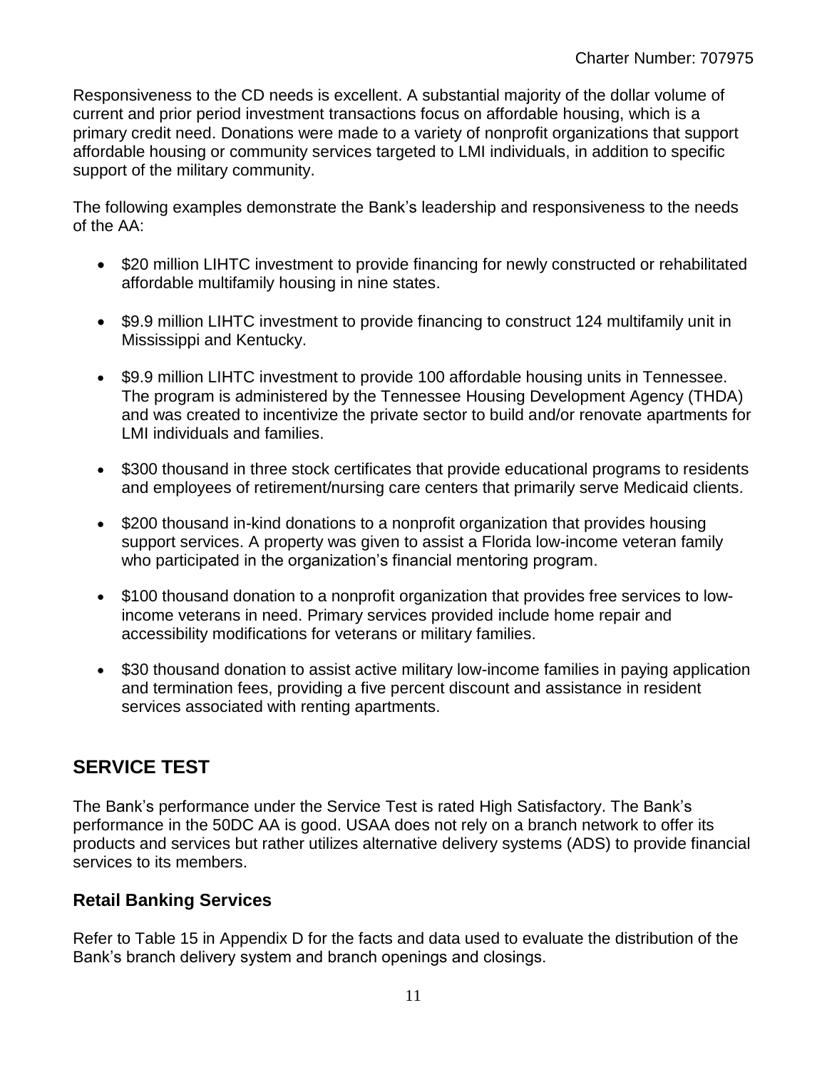Responsiveness to the CD needs is excellent. A substantial majority of the dollar volume of current and prior period investment transactions focus on affordable housing, which is a primary credit need. Donations were made to a variety of nonprofit organizations that support affordable housing or community services targeted to LMI individuals, in addition to specific support of the military community.

The following examples demonstrate the Bank's leadership and responsiveness to the needs of the AA:

- $20 million LIHTC investment to provide financing for newly constructed or rehabilitated affordable multifamily housing in nine states.
- $9.9 million LIHTC investment to provide financing to construct 124 multifamily unit in Mississippi and Kentucky.
- $9.9 million LIHTC investment to provide 100 affordable housing units in Tennessee. The program is administered by the Tennessee Housing Development Agency (THDA) and was created to incentivize the private sector to build and/or renovate apartments for LMI individuals and families.
- $300 thousand in three stock certificates that provide educational programs to residents and employees of retirement/nursing care centers that primarily serve Medicaid clients.
- $200 thousand in-kind donations to a nonprofit organization that provides housing support services. A property was given to assist a Florida low-income veteran family who participated in the organization's financial mentoring program.
- $100 thousand donation to a nonprofit organization that provides free services to low-income veterans in need. Primary services provided include home repair and accessibility modifications for veterans or military families.
- $30 thousand donation to assist active military low-income families in paying application and termination fees, providing a five percent discount and assistance in resident services associated with renting apartments.

## SERVICE TEST

The Bank's performance under the Service Test is rated High Satisfactory. The Bank's performance in the 50DC AA is good. USAA does not rely on a branch network to offer its products and services but rather utilizes alternative delivery systems (ADS) to provide financial services to its members.

### Retail Banking Services

Refer to Table 15 in Appendix D for the facts and data used to evaluate the distribution of the Bank's branch delivery system and branch openings and closings.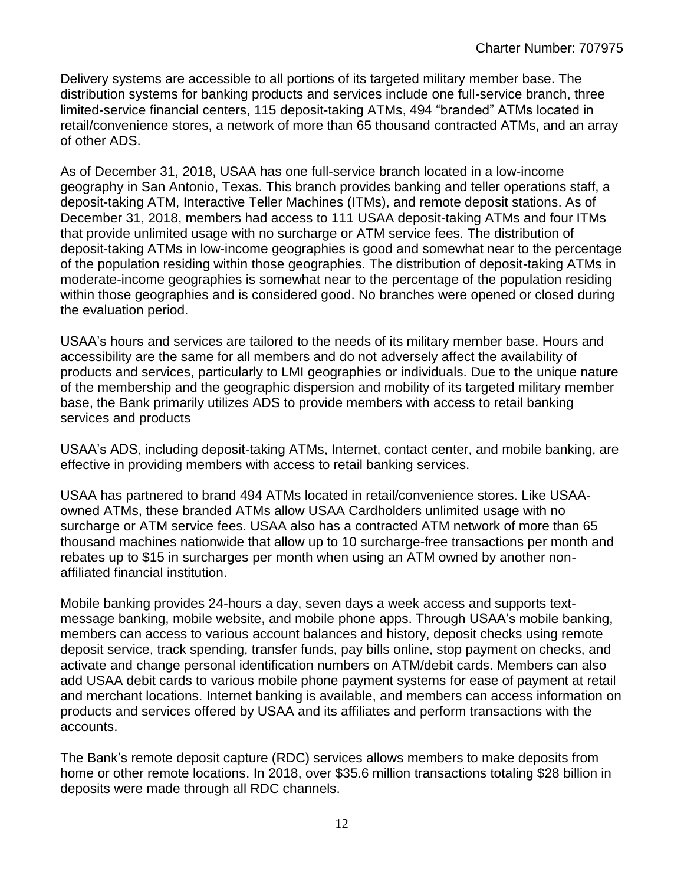Delivery systems are accessible to all portions of its targeted military member base. The distribution systems for banking products and services include one full-service branch, three limited-service financial centers, 115 deposit-taking ATMs, 494 "branded" ATMs located in retail/convenience stores, a network of more than 65 thousand contracted ATMs, and an array of other ADS.

As of December 31, 2018, USAA has one full-service branch located in a low-income geography in San Antonio, Texas. This branch provides banking and teller operations staff, a deposit-taking ATM, Interactive Teller Machines (ITMs), and remote deposit stations. As of December 31, 2018, members had access to 111 USAA deposit-taking ATMs and four ITMs that provide unlimited usage with no surcharge or ATM service fees. The distribution of deposit-taking ATMs in low-income geographies is good and somewhat near to the percentage of the population residing within those geographies. The distribution of deposit-taking ATMs in moderate-income geographies is somewhat near to the percentage of the population residing within those geographies and is considered good. No branches were opened or closed during the evaluation period.

USAA's hours and services are tailored to the needs of its military member base. Hours and accessibility are the same for all members and do not adversely affect the availability of products and services, particularly to LMI geographies or individuals. Due to the unique nature of the membership and the geographic dispersion and mobility of its targeted military member base, the Bank primarily utilizes ADS to provide members with access to retail banking services and products

USAA's ADS, including deposit-taking ATMs, Internet, contact center, and mobile banking, are effective in providing members with access to retail banking services.

USAA has partnered to brand 494 ATMs located in retail/convenience stores. Like USAA-owned ATMs, these branded ATMs allow USAA Cardholders unlimited usage with no surcharge or ATM service fees. USAA also has a contracted ATM network of more than 65 thousand machines nationwide that allow up to 10 surcharge-free transactions per month and rebates up to $15 in surcharges per month when using an ATM owned by another non-affiliated financial institution.

Mobile banking provides 24-hours a day, seven days a week access and supports text-message banking, mobile website, and mobile phone apps. Through USAA's mobile banking, members can access to various account balances and history, deposit checks using remote deposit service, track spending, transfer funds, pay bills online, stop payment on checks, and activate and change personal identification numbers on ATM/debit cards. Members can also add USAA debit cards to various mobile phone payment systems for ease of payment at retail and merchant locations. Internet banking is available, and members can access information on products and services offered by USAA and its affiliates and perform transactions with the accounts.

The Bank's remote deposit capture (RDC) services allows members to make deposits from home or other remote locations. In 2018, over $35.6 million transactions totaling $28 billion in deposits were made through all RDC channels.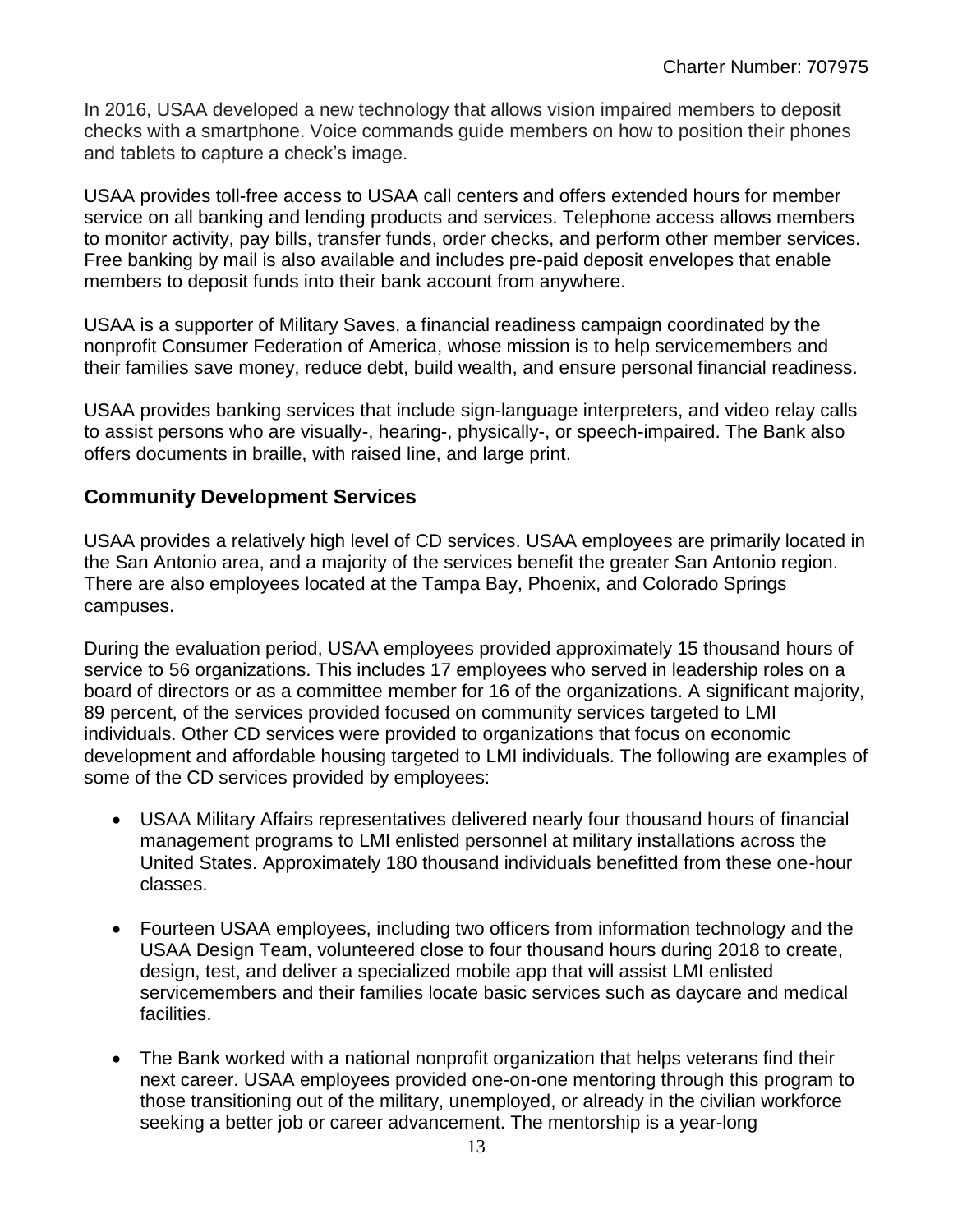In 2016, USAA developed a new technology that allows vision impaired members to deposit checks with a smartphone. Voice commands guide members on how to position their phones and tablets to capture a check's image.

USAA provides toll-free access to USAA call centers and offers extended hours for member service on all banking and lending products and services. Telephone access allows members to monitor activity, pay bills, transfer funds, order checks, and perform other member services. Free banking by mail is also available and includes pre-paid deposit envelopes that enable members to deposit funds into their bank account from anywhere.

USAA is a supporter of Military Saves, a financial readiness campaign coordinated by the nonprofit Consumer Federation of America, whose mission is to help servicemembers and their families save money, reduce debt, build wealth, and ensure personal financial readiness.

USAA provides banking services that include sign-language interpreters, and video relay calls to assist persons who are visually-, hearing-, physically-, or speech-impaired. The Bank also offers documents in braille, with raised line, and large print.

## Community Development Services

USAA provides a relatively high level of CD services. USAA employees are primarily located in the San Antonio area, and a majority of the services benefit the greater San Antonio region. There are also employees located at the Tampa Bay, Phoenix, and Colorado Springs campuses.

During the evaluation period, USAA employees provided approximately 15 thousand hours of service to 56 organizations. This includes 17 employees who served in leadership roles on a board of directors or as a committee member for 16 of the organizations. A significant majority, 89 percent, of the services provided focused on community services targeted to LMI individuals. Other CD services were provided to organizations that focus on economic development and affordable housing targeted to LMI individuals. The following are examples of some of the CD services provided by employees:

- USAA Military Affairs representatives delivered nearly four thousand hours of financial management programs to LMI enlisted personnel at military installations across the United States. Approximately 180 thousand individuals benefitted from these one-hour classes.
- Fourteen USAA employees, including two officers from information technology and the USAA Design Team, volunteered close to four thousand hours during 2018 to create, design, test, and deliver a specialized mobile app that will assist LMI enlisted servicemembers and their families locate basic services such as daycare and medical facilities.
- The Bank worked with a national nonprofit organization that helps veterans find their next career. USAA employees provided one-on-one mentoring through this program to those transitioning out of the military, unemployed, or already in the civilian workforce seeking a better job or career advancement. The mentorship is a year-long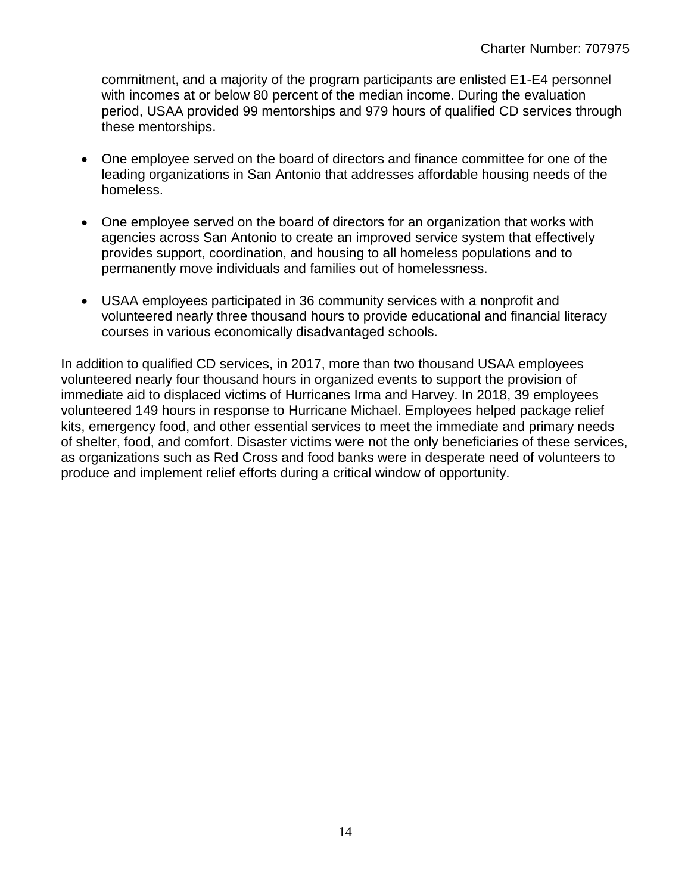commitment, and a majority of the program participants are enlisted E1-E4 personnel with incomes at or below 80 percent of the median income. During the evaluation period, USAA provided 99 mentorships and 979 hours of qualified CD services through these mentorships.

- One employee served on the board of directors and finance committee for one of the leading organizations in San Antonio that addresses affordable housing needs of the homeless.
- One employee served on the board of directors for an organization that works with agencies across San Antonio to create an improved service system that effectively provides support, coordination, and housing to all homeless populations and to permanently move individuals and families out of homelessness.
- USAA employees participated in 36 community services with a nonprofit and volunteered nearly three thousand hours to provide educational and financial literacy courses in various economically disadvantaged schools.

In addition to qualified CD services, in 2017, more than two thousand USAA employees volunteered nearly four thousand hours in organized events to support the provision of immediate aid to displaced victims of Hurricanes Irma and Harvey. In 2018, 39 employees volunteered 149 hours in response to Hurricane Michael. Employees helped package relief kits, emergency food, and other essential services to meet the immediate and primary needs of shelter, food, and comfort. Disaster victims were not the only beneficiaries of these services, as organizations such as Red Cross and food banks were in desperate need of volunteers to produce and implement relief efforts during a critical window of opportunity.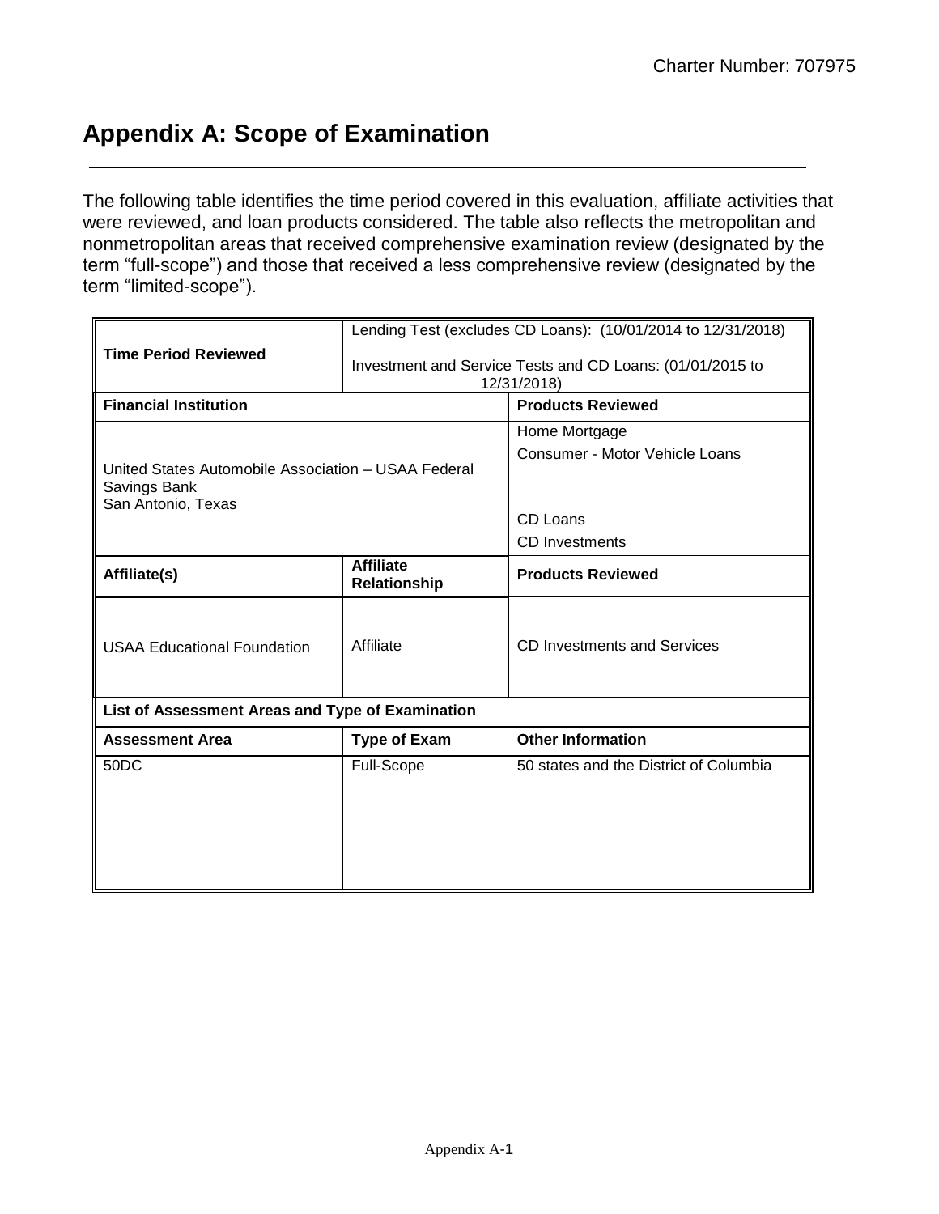## Appendix A: Scope of Examination

The following table identifies the time period covered in this evaluation, affiliate activities that were reviewed, and loan products considered. The table also reflects the metropolitan and nonmetropolitan areas that received comprehensive examination review (designated by the term "full-scope") and those that received a less comprehensive review (designated by the term "limited-scope").

| **Time Period Reviewed** | Lending Test (excludes CD Loans): (10/01/2014 to 12/31/2018)<br><br>Investment and Service Tests and CD Loans: (01/01/2015 to 12/31/2018) | |
|---|---|---|
| **Financial Institution** | | **Products Reviewed** |
| United States Automobile Association – USAA Federal Savings Bank<br>San Antonio, Texas | | Home Mortgage<br>Consumer - Motor Vehicle Loans<br><br>CD Loans<br>CD Investments |
| **Affiliate(s)** | **Affiliate Relationship** | **Products Reviewed** |
| USAA Educational Foundation | Affiliate | CD Investments and Services |
| **List of Assessment Areas and Type of Examination** | | |
| **Assessment Area** | **Type of Exam** | **Other Information** |
| 50DC | Full-Scope | 50 states and the District of Columbia |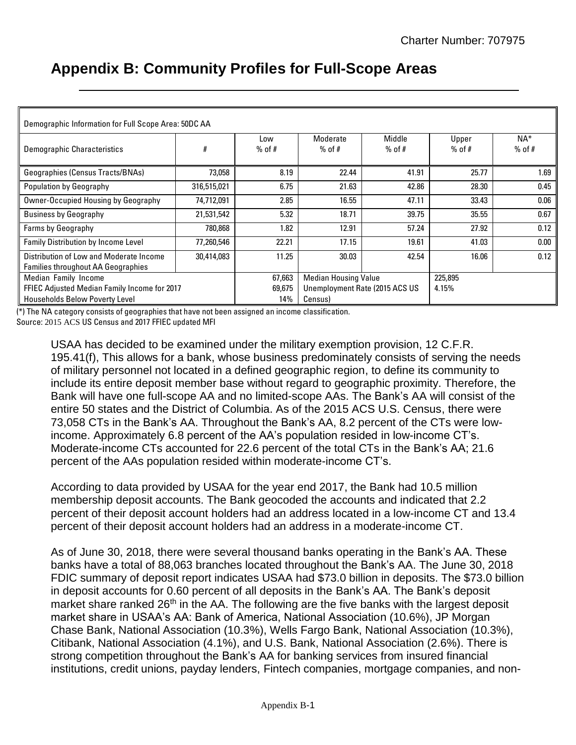# Appendix B: Community Profiles for Full-Scope Areas

| Demographic Information for Full Scope Area: 50DC AA | | | | | | |
|---|---|---|---|---|---|---|
| Demographic Characteristics | # | Low % of # | Moderate % of # | Middle % of # | Upper % of # | NA* % of # |
| Geographies (Census Tracts/BNAs) | 73,058 | 8.19 | 22.44 | 41.91 | 25.77 | 1.69 |
| Population by Geography | 316,515,021 | 6.75 | 21.63 | 42.86 | 28.30 | 0.45 |
| Owner-Occupied Housing by Geography | 74,712,091 | 2.85 | 16.55 | 47.11 | 33.43 | 0.06 |
| Business by Geography | 21,531,542 | 5.32 | 18.71 | 39.75 | 35.55 | 0.67 |
| Farms by Geography | 780,868 | 1.82 | 12.91 | 57.24 | 27.92 | 0.12 |
| Family Distribution by Income Level | 77,260,546 | 22.21 | 17.15 | 19.61 | 41.03 | 0.00 |
| Distribution of Low and Moderate Income Families throughout AA Geographies | 30,414,083 | 11.25 | 30.03 | 42.54 | 16.06 | 0.12 |
| Median Family Income<br>FFIEC Adjusted Median Family Income for 2017<br>Households Below Poverty Level | | 67,663<br>69,675<br>14% | Median Housing Value<br>Unemployment Rate (2015 ACS US Census) | | 225,895<br>4.15% | |

(*) The NA category consists of geographies that have not been assigned an income classification.
Source: 2015 ACS US Census and 2017 FFIEC updated MFI

USAA has decided to be examined under the military exemption provision, 12 C.F.R. 195.41(f), This allows for a bank, whose business predominately consists of serving the needs of military personnel not located in a defined geographic region, to define its community to include its entire deposit member base without regard to geographic proximity. Therefore, the Bank will have one full-scope AA and no limited-scope AAs. The Bank's AA will consist of the entire 50 states and the District of Columbia. As of the 2015 ACS U.S. Census, there were 73,058 CTs in the Bank's AA. Throughout the Bank's AA, 8.2 percent of the CTs were low-income. Approximately 6.8 percent of the AA's population resided in low-income CT's. Moderate-income CTs accounted for 22.6 percent of the total CTs in the Bank's AA; 21.6 percent of the AAs population resided within moderate-income CT's.

According to data provided by USAA for the year end 2017, the Bank had 10.5 million membership deposit accounts. The Bank geocoded the accounts and indicated that 2.2 percent of their deposit account holders had an address located in a low-income CT and 13.4 percent of their deposit account holders had an address in a moderate-income CT.

As of June 30, 2018, there were several thousand banks operating in the Bank's AA. These banks have a total of 88,063 branches located throughout the Bank's AA. The June 30, 2018 FDIC summary of deposit report indicates USAA had $73.0 billion in deposits. The $73.0 billion in deposit accounts for 0.60 percent of all deposits in the Bank's AA. The Bank's deposit market share ranked 26th in the AA. The following are the five banks with the largest deposit market share in USAA's AA: Bank of America, National Association (10.6%), JP Morgan Chase Bank, National Association (10.3%), Wells Fargo Bank, National Association (10.3%), Citibank, National Association (4.1%), and U.S. Bank, National Association (2.6%). There is strong competition throughout the Bank's AA for banking services from insured financial institutions, credit unions, payday lenders, Fintech companies, mortgage companies, and non-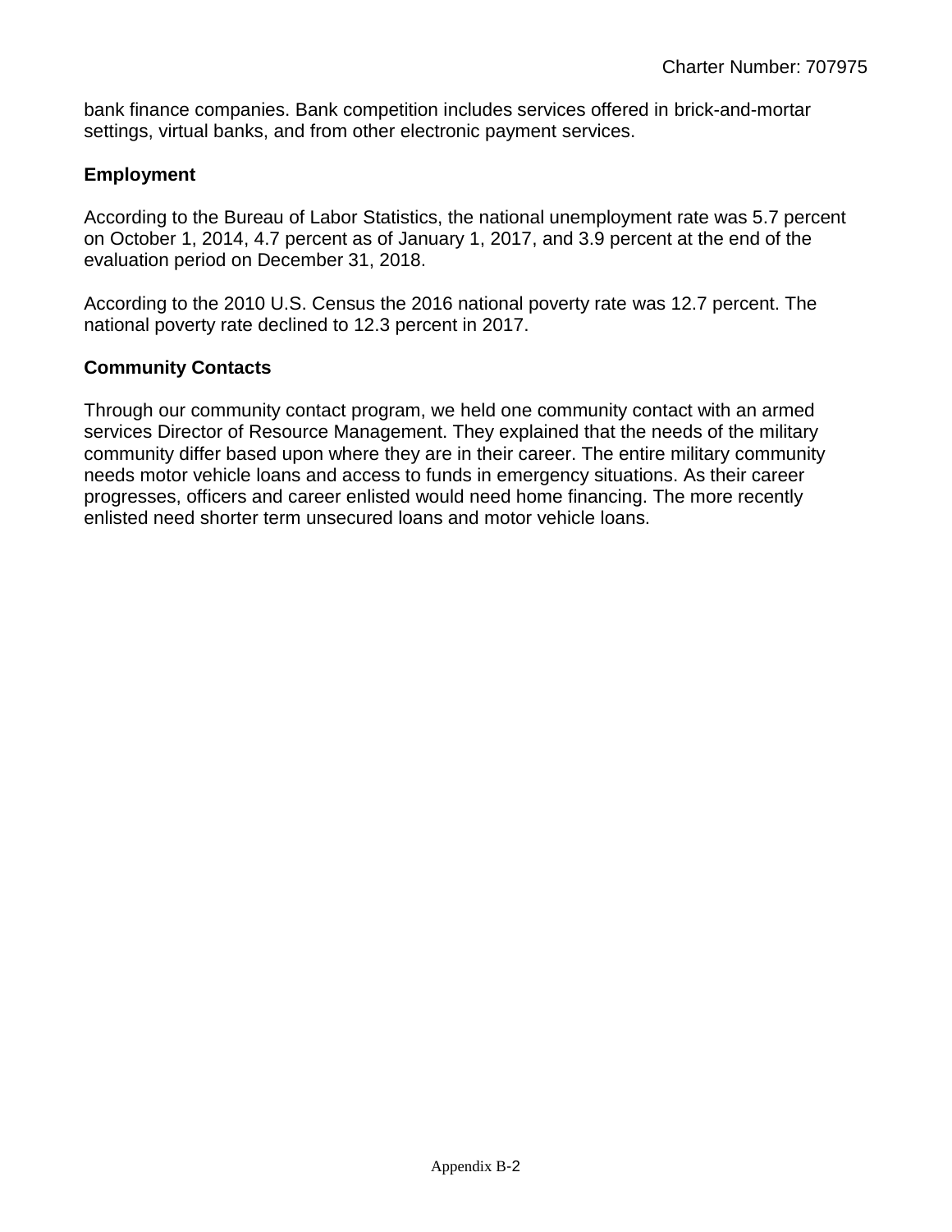bank finance companies. Bank competition includes services offered in brick-and-mortar settings, virtual banks, and from other electronic payment services.

**Employment**

According to the Bureau of Labor Statistics, the national unemployment rate was 5.7 percent on October 1, 2014, 4.7 percent as of January 1, 2017, and 3.9 percent at the end of the evaluation period on December 31, 2018.

According to the 2010 U.S. Census the 2016 national poverty rate was 12.7 percent. The national poverty rate declined to 12.3 percent in 2017.

**Community Contacts**

Through our community contact program, we held one community contact with an armed services Director of Resource Management. They explained that the needs of the military community differ based upon where they are in their career. The entire military community needs motor vehicle loans and access to funds in emergency situations. As their career progresses, officers and career enlisted would need home financing. The more recently enlisted need shorter term unsecured loans and motor vehicle loans.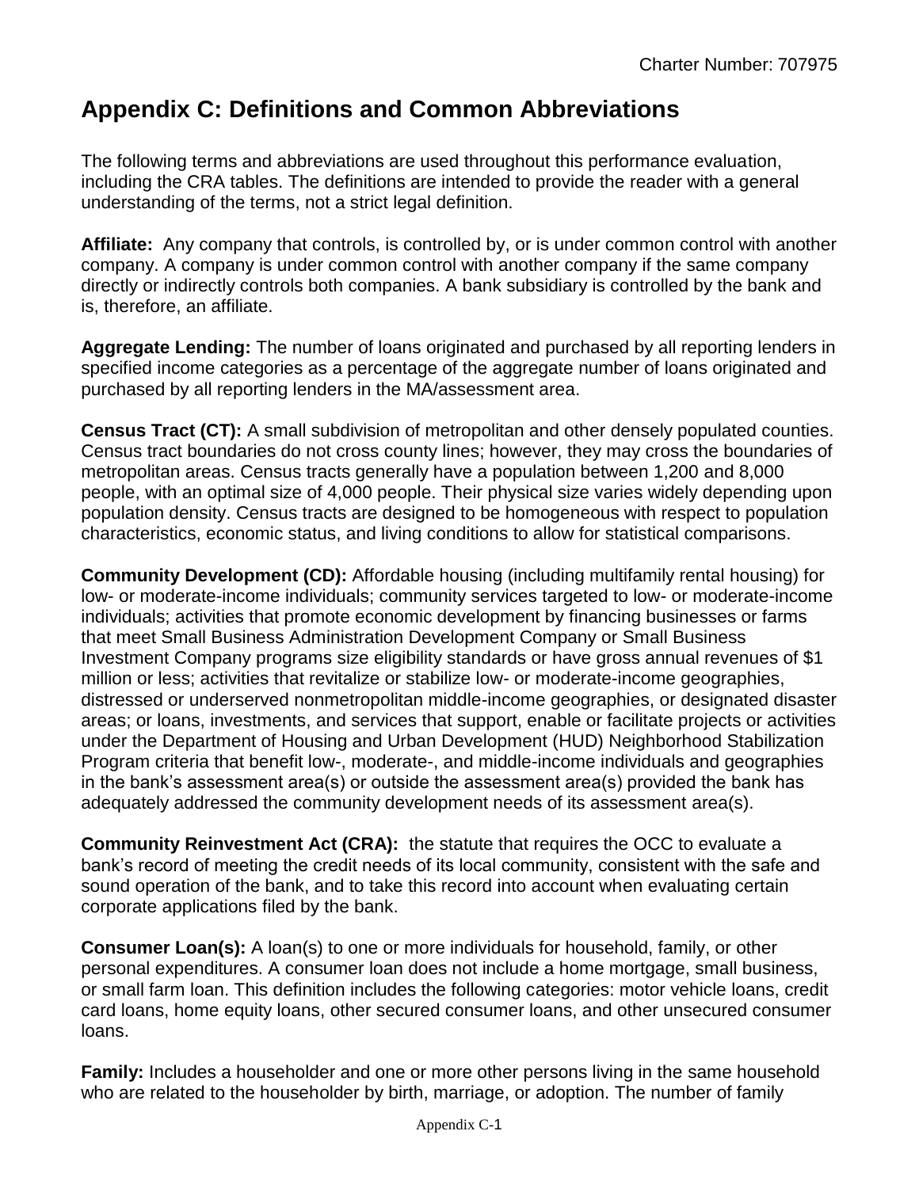# Appendix C: Definitions and Common Abbreviations

The following terms and abbreviations are used throughout this performance evaluation, including the CRA tables. The definitions are intended to provide the reader with a general understanding of the terms, not a strict legal definition.

**Affiliate:** Any company that controls, is controlled by, or is under common control with another company. A company is under common control with another company if the same company directly or indirectly controls both companies. A bank subsidiary is controlled by the bank and is, therefore, an affiliate.

**Aggregate Lending:** The number of loans originated and purchased by all reporting lenders in specified income categories as a percentage of the aggregate number of loans originated and purchased by all reporting lenders in the MA/assessment area.

**Census Tract (CT):** A small subdivision of metropolitan and other densely populated counties. Census tract boundaries do not cross county lines; however, they may cross the boundaries of metropolitan areas. Census tracts generally have a population between 1,200 and 8,000 people, with an optimal size of 4,000 people. Their physical size varies widely depending upon population density. Census tracts are designed to be homogeneous with respect to population characteristics, economic status, and living conditions to allow for statistical comparisons.

**Community Development (CD):** Affordable housing (including multifamily rental housing) for low- or moderate-income individuals; community services targeted to low- or moderate-income individuals; activities that promote economic development by financing businesses or farms that meet Small Business Administration Development Company or Small Business Investment Company programs size eligibility standards or have gross annual revenues of $1 million or less; activities that revitalize or stabilize low- or moderate-income geographies, distressed or underserved nonmetropolitan middle-income geographies, or designated disaster areas; or loans, investments, and services that support, enable or facilitate projects or activities under the Department of Housing and Urban Development (HUD) Neighborhood Stabilization Program criteria that benefit low-, moderate-, and middle-income individuals and geographies in the bank's assessment area(s) or outside the assessment area(s) provided the bank has adequately addressed the community development needs of its assessment area(s).

**Community Reinvestment Act (CRA):** the statute that requires the OCC to evaluate a bank's record of meeting the credit needs of its local community, consistent with the safe and sound operation of the bank, and to take this record into account when evaluating certain corporate applications filed by the bank.

**Consumer Loan(s):** A loan(s) to one or more individuals for household, family, or other personal expenditures. A consumer loan does not include a home mortgage, small business, or small farm loan. This definition includes the following categories: motor vehicle loans, credit card loans, home equity loans, other secured consumer loans, and other unsecured consumer loans.

**Family:** Includes a householder and one or more other persons living in the same household who are related to the householder by birth, marriage, or adoption. The number of family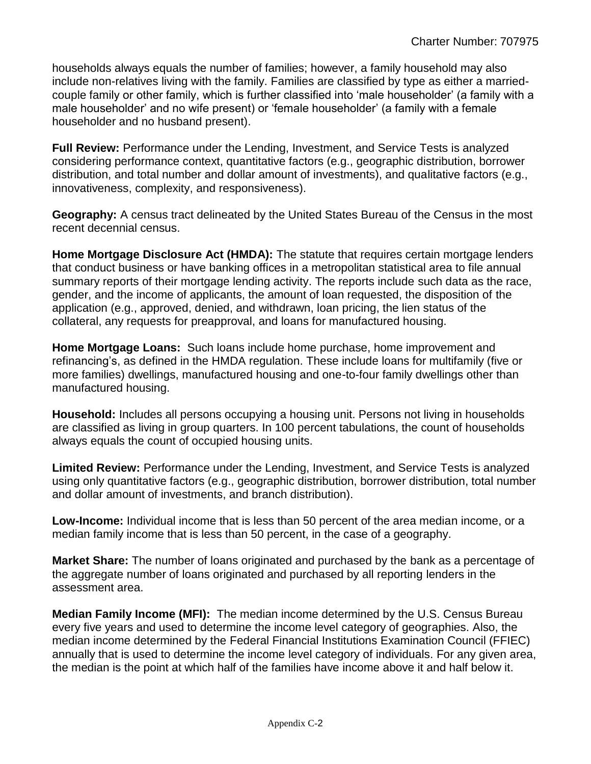households always equals the number of families; however, a family household may also include non-relatives living with the family. Families are classified by type as either a married-couple family or other family, which is further classified into 'male householder' (a family with a male householder' and no wife present) or 'female householder' (a family with a female householder and no husband present).

**Full Review:** Performance under the Lending, Investment, and Service Tests is analyzed considering performance context, quantitative factors (e.g., geographic distribution, borrower distribution, and total number and dollar amount of investments), and qualitative factors (e.g., innovativeness, complexity, and responsiveness).

**Geography:** A census tract delineated by the United States Bureau of the Census in the most recent decennial census.

**Home Mortgage Disclosure Act (HMDA):** The statute that requires certain mortgage lenders that conduct business or have banking offices in a metropolitan statistical area to file annual summary reports of their mortgage lending activity. The reports include such data as the race, gender, and the income of applicants, the amount of loan requested, the disposition of the application (e.g., approved, denied, and withdrawn, loan pricing, the lien status of the collateral, any requests for preapproval, and loans for manufactured housing.

**Home Mortgage Loans:** Such loans include home purchase, home improvement and refinancing's, as defined in the HMDA regulation. These include loans for multifamily (five or more families) dwellings, manufactured housing and one-to-four family dwellings other than manufactured housing.

**Household:** Includes all persons occupying a housing unit. Persons not living in households are classified as living in group quarters. In 100 percent tabulations, the count of households always equals the count of occupied housing units.

**Limited Review:** Performance under the Lending, Investment, and Service Tests is analyzed using only quantitative factors (e.g., geographic distribution, borrower distribution, total number and dollar amount of investments, and branch distribution).

**Low-Income:** Individual income that is less than 50 percent of the area median income, or a median family income that is less than 50 percent, in the case of a geography.

**Market Share:** The number of loans originated and purchased by the bank as a percentage of the aggregate number of loans originated and purchased by all reporting lenders in the assessment area.

**Median Family Income (MFI):** The median income determined by the U.S. Census Bureau every five years and used to determine the income level category of geographies. Also, the median income determined by the Federal Financial Institutions Examination Council (FFIEC) annually that is used to determine the income level category of individuals. For any given area, the median is the point at which half of the families have income above it and half below it.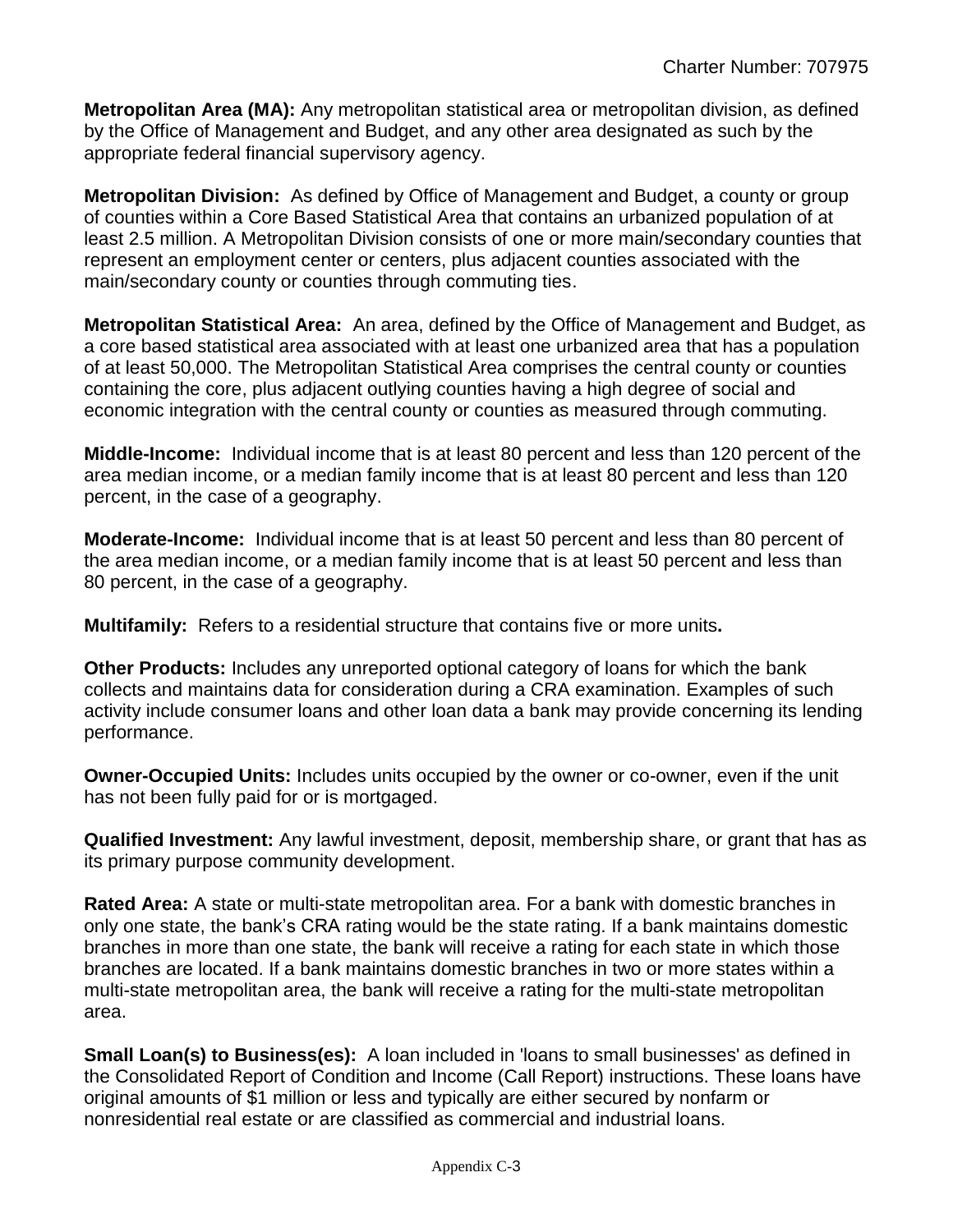**Metropolitan Area (MA):** Any metropolitan statistical area or metropolitan division, as defined by the Office of Management and Budget, and any other area designated as such by the appropriate federal financial supervisory agency.

**Metropolitan Division:** As defined by Office of Management and Budget, a county or group of counties within a Core Based Statistical Area that contains an urbanized population of at least 2.5 million. A Metropolitan Division consists of one or more main/secondary counties that represent an employment center or centers, plus adjacent counties associated with the main/secondary county or counties through commuting ties.

**Metropolitan Statistical Area:** An area, defined by the Office of Management and Budget, as a core based statistical area associated with at least one urbanized area that has a population of at least 50,000. The Metropolitan Statistical Area comprises the central county or counties containing the core, plus adjacent outlying counties having a high degree of social and economic integration with the central county or counties as measured through commuting.

**Middle-Income:** Individual income that is at least 80 percent and less than 120 percent of the area median income, or a median family income that is at least 80 percent and less than 120 percent, in the case of a geography.

**Moderate-Income:** Individual income that is at least 50 percent and less than 80 percent of the area median income, or a median family income that is at least 50 percent and less than 80 percent, in the case of a geography.

**Multifamily:** Refers to a residential structure that contains five or more units**.**

**Other Products:** Includes any unreported optional category of loans for which the bank collects and maintains data for consideration during a CRA examination. Examples of such activity include consumer loans and other loan data a bank may provide concerning its lending performance.

**Owner-Occupied Units:** Includes units occupied by the owner or co-owner, even if the unit has not been fully paid for or is mortgaged.

**Qualified Investment:** Any lawful investment, deposit, membership share, or grant that has as its primary purpose community development.

**Rated Area:** A state or multi-state metropolitan area. For a bank with domestic branches in only one state, the bank's CRA rating would be the state rating. If a bank maintains domestic branches in more than one state, the bank will receive a rating for each state in which those branches are located. If a bank maintains domestic branches in two or more states within a multi-state metropolitan area, the bank will receive a rating for the multi-state metropolitan area.

**Small Loan(s) to Business(es):** A loan included in 'loans to small businesses' as defined in the Consolidated Report of Condition and Income (Call Report) instructions. These loans have original amounts of $1 million or less and typically are either secured by nonfarm or nonresidential real estate or are classified as commercial and industrial loans.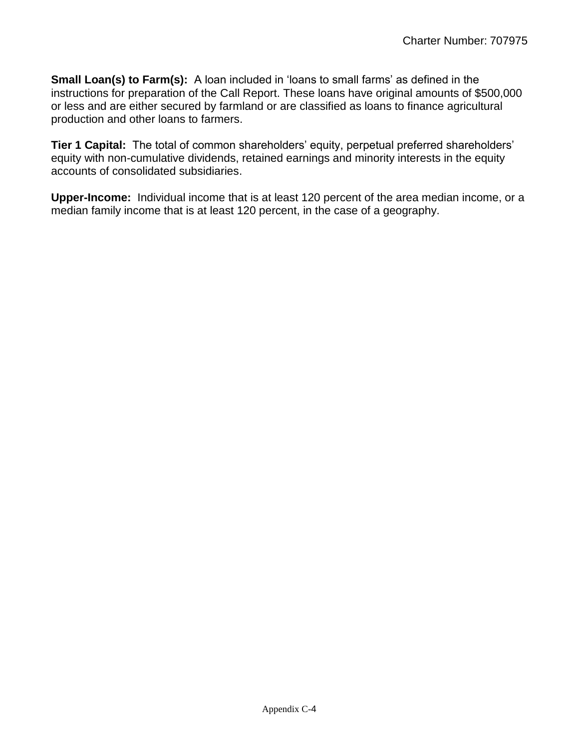**Small Loan(s) to Farm(s):** A loan included in 'loans to small farms' as defined in the instructions for preparation of the Call Report. These loans have original amounts of $500,000 or less and are either secured by farmland or are classified as loans to finance agricultural production and other loans to farmers.

**Tier 1 Capital:** The total of common shareholders' equity, perpetual preferred shareholders' equity with non-cumulative dividends, retained earnings and minority interests in the equity accounts of consolidated subsidiaries.

**Upper-Income:** Individual income that is at least 120 percent of the area median income, or a median family income that is at least 120 percent, in the case of a geography.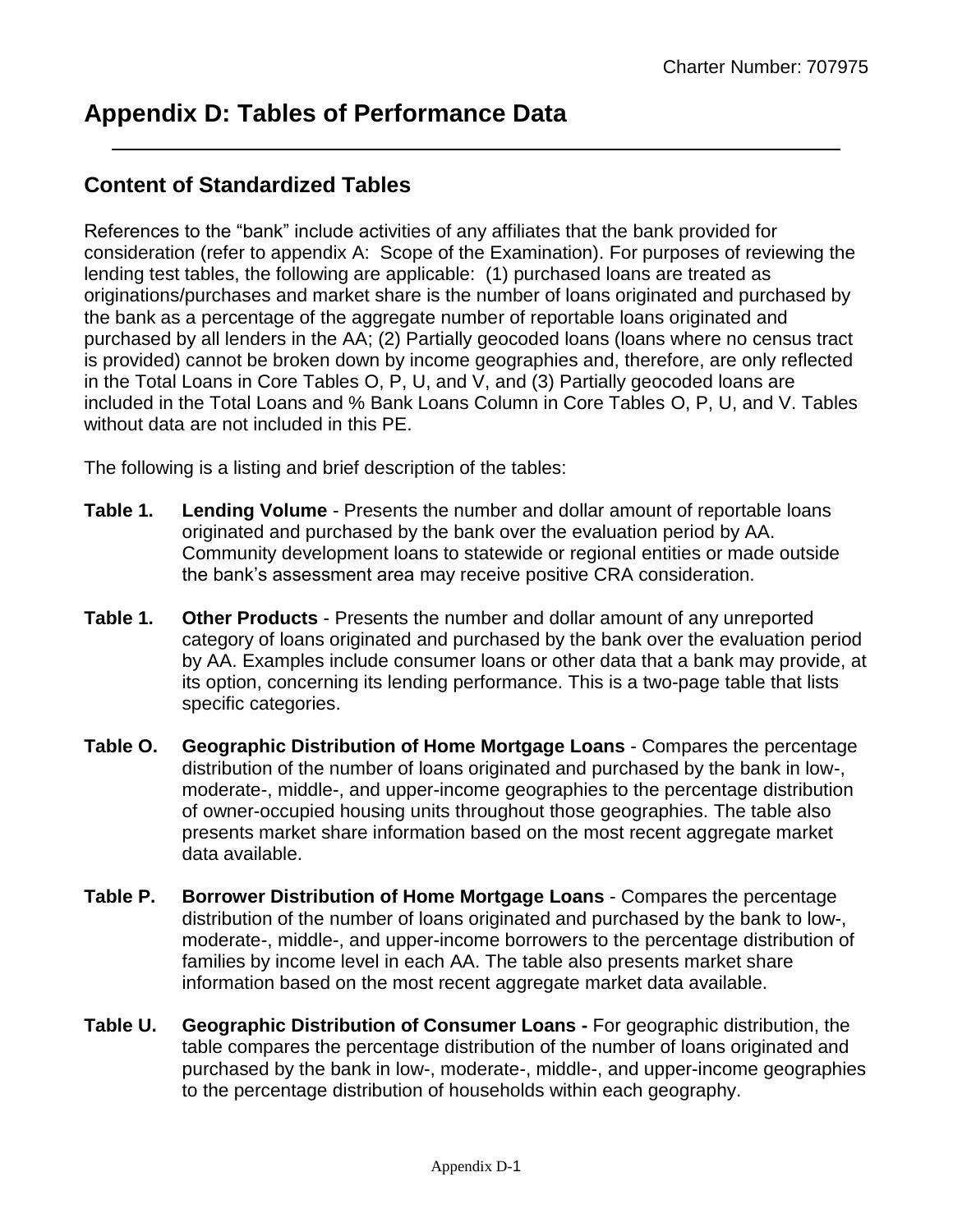# Appendix D: Tables of Performance Data

## Content of Standardized Tables

References to the "bank" include activities of any affiliates that the bank provided for consideration (refer to appendix A: Scope of the Examination). For purposes of reviewing the lending test tables, the following are applicable: (1) purchased loans are treated as originations/purchases and market share is the number of loans originated and purchased by the bank as a percentage of the aggregate number of reportable loans originated and purchased by all lenders in the AA; (2) Partially geocoded loans (loans where no census tract is provided) cannot be broken down by income geographies and, therefore, are only reflected in the Total Loans in Core Tables O, P, U, and V, and (3) Partially geocoded loans are included in the Total Loans and % Bank Loans Column in Core Tables O, P, U, and V. Tables without data are not included in this PE.

The following is a listing and brief description of the tables:

**Table 1.** **Lending Volume** - Presents the number and dollar amount of reportable loans originated and purchased by the bank over the evaluation period by AA. Community development loans to statewide or regional entities or made outside the bank's assessment area may receive positive CRA consideration.

**Table 1.** **Other Products** - Presents the number and dollar amount of any unreported category of loans originated and purchased by the bank over the evaluation period by AA. Examples include consumer loans or other data that a bank may provide, at its option, concerning its lending performance. This is a two-page table that lists specific categories.

**Table O.** **Geographic Distribution of Home Mortgage Loans** - Compares the percentage distribution of the number of loans originated and purchased by the bank in low-, moderate-, middle-, and upper-income geographies to the percentage distribution of owner-occupied housing units throughout those geographies. The table also presents market share information based on the most recent aggregate market data available.

**Table P.** **Borrower Distribution of Home Mortgage Loans** - Compares the percentage distribution of the number of loans originated and purchased by the bank to low-, moderate-, middle-, and upper-income borrowers to the percentage distribution of families by income level in each AA. The table also presents market share information based on the most recent aggregate market data available.

**Table U.** **Geographic Distribution of Consumer Loans -** For geographic distribution, the table compares the percentage distribution of the number of loans originated and purchased by the bank in low-, moderate-, middle-, and upper-income geographies to the percentage distribution of households within each geography.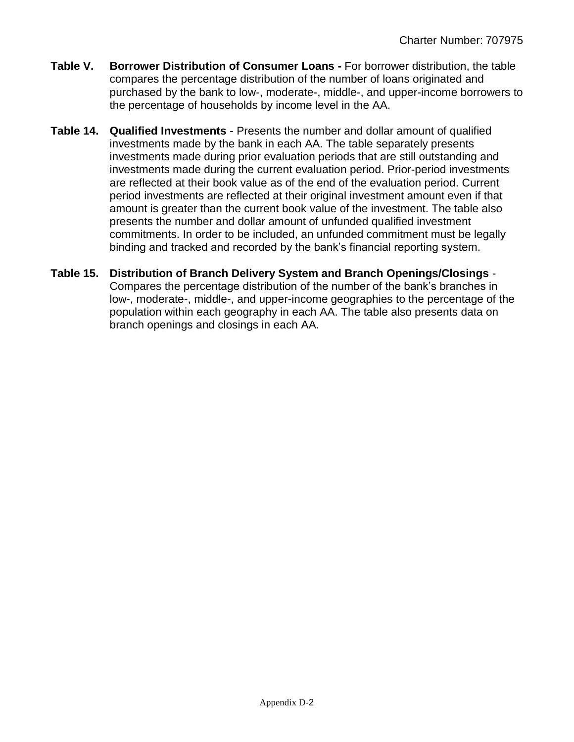**Table V. Borrower Distribution of Consumer Loans -** For borrower distribution, the table compares the percentage distribution of the number of loans originated and purchased by the bank to low-, moderate-, middle-, and upper-income borrowers to the percentage of households by income level in the AA.

**Table 14. Qualified Investments** - Presents the number and dollar amount of qualified investments made by the bank in each AA. The table separately presents investments made during prior evaluation periods that are still outstanding and investments made during the current evaluation period. Prior-period investments are reflected at their book value as of the end of the evaluation period. Current period investments are reflected at their original investment amount even if that amount is greater than the current book value of the investment. The table also presents the number and dollar amount of unfunded qualified investment commitments. In order to be included, an unfunded commitment must be legally binding and tracked and recorded by the bank's financial reporting system.

**Table 15. Distribution of Branch Delivery System and Branch Openings/Closings** - Compares the percentage distribution of the number of the bank's branches in low-, moderate-, middle-, and upper-income geographies to the percentage of the population within each geography in each AA. The table also presents data on branch openings and closings in each AA.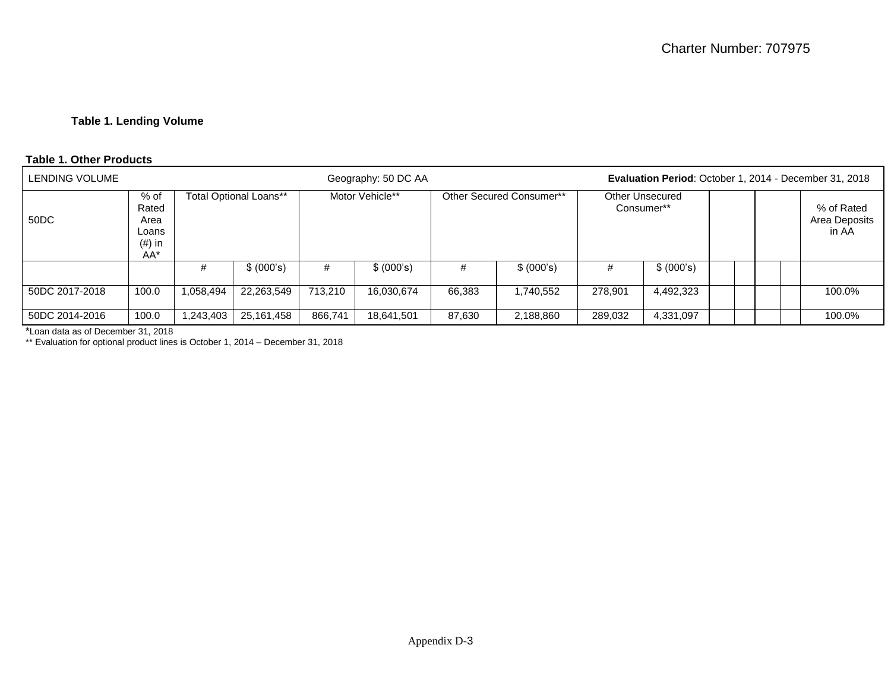### Table 1. Lending Volume

**Table 1. Other Products**

| LENDING VOLUME | | | | | | | | | | | | | | Geography: 50 DC AA | | **Evaluation Period**: October 1, 2014 - December 31, 2018 |
|---|---|---|---|---|---|---|---|---|---|---|---|---|---|---|---|---|
| 50DC | % of Rated Area Loans (#) in AA* | Total Optional Loans** | | Motor Vehicle** | | Other Secured Consumer** | | Other Unsecured Consumer** | | | | | | % of Rated Area Deposits in AA | | |
| | | # | $ (000's) | # | $ (000's) | # | $ (000's) | # | $ (000's) | | | | | | | |
| 50DC 2017-2018 | 100.0 | 1,058,494 | 22,263,549 | 713,210 | 16,030,674 | 66,383 | 1,740,552 | 278,901 | 4,492,323 | | | | | 100.0% | | |
| 50DC 2014-2016 | 100.0 | 1,243,403 | 25,161,458 | 866,741 | 18,641,501 | 87,630 | 2,188,860 | 289,032 | 4,331,097 | | | | | 100.0% | | |

*Loan data as of December 31, 2018

** Evaluation for optional product lines is October 1, 2014 – December 31, 2018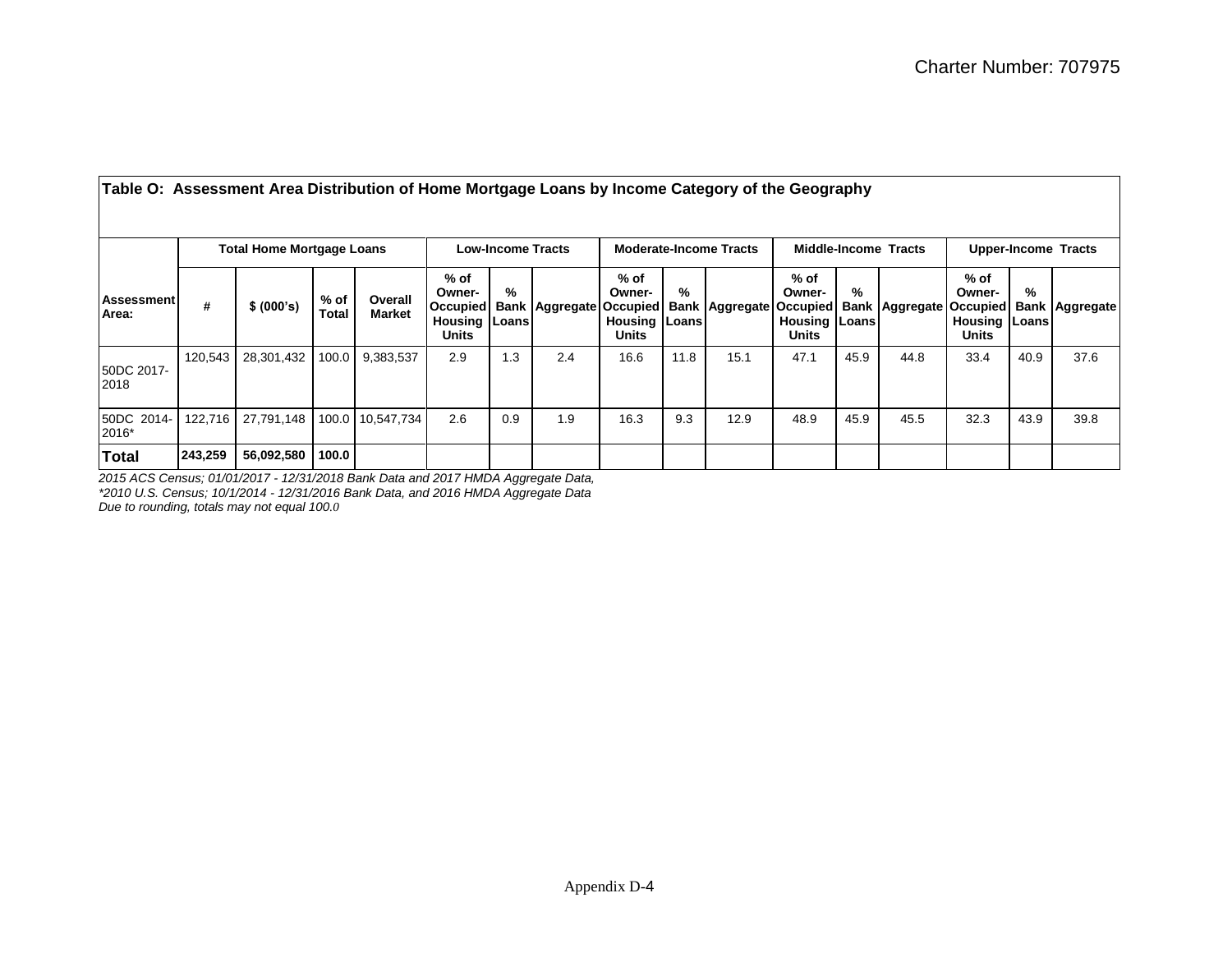**Table O: Assessment Area Distribution of Home Mortgage Loans by Income Category of the Geography**

| Assessment Area: | Total Home Mortgage Loans | | | | Low-Income Tracts | | | Moderate-Income Tracts | | | Middle-Income Tracts | | | Upper-Income Tracts | | |
|---|---|---|---|---|---|---|---|---|---|---|---|---|---|---|---|---|
| | # | $ (000's) | % of Total | Overall Market | % of Owner-Occupied Housing Units | % Bank Loans | Aggregate | % of Owner-Occupied Housing Units | % Bank Loans | Aggregate | % of Owner-Occupied Housing Units | % Bank Loans | Aggregate | % of Owner-Occupied Housing Units | % Bank Loans | Aggregate |
| 50DC 2017-2018 | 120,543 | 28,301,432 | 100.0 | 9,383,537 | 2.9 | 1.3 | 2.4 | 16.6 | 11.8 | 15.1 | 47.1 | 45.9 | 44.8 | 33.4 | 40.9 | 37.6 |
| 50DC 2014-2016* | 122,716 | 27,791,148 | 100.0 | 10,547,734 | 2.6 | 0.9 | 1.9 | 16.3 | 9.3 | 12.9 | 48.9 | 45.9 | 45.5 | 32.3 | 43.9 | 39.8 |
| **Total** | **243,259** | **56,092,580** | **100.0** | | | | | | | | | | | | | |

*2015 ACS Census; 01/01/2017 - 12/31/2018 Bank Data and 2017 HMDA Aggregate Data,*
**2010 U.S. Census; 10/1/2014 - 12/31/2016 Bank Data, and 2016 HMDA Aggregate Data*
*Due to rounding, totals may not equal 100.0*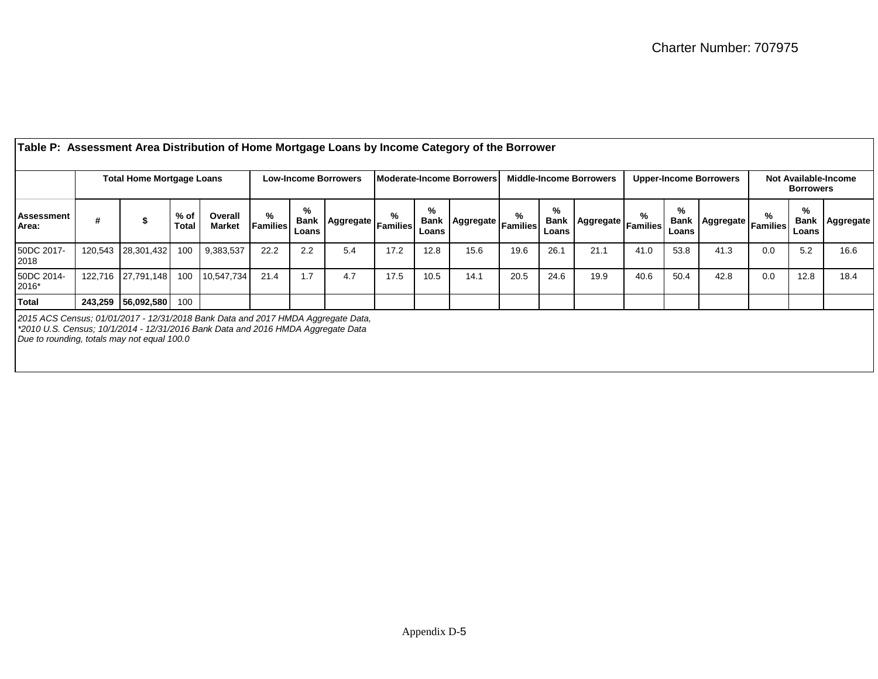**Table P: Assessment Area Distribution of Home Mortgage Loans by Income Category of the Borrower**

| | Total Home Mortgage Loans | | | | Low-Income Borrowers | | | Moderate-Income Borrowers | | | Middle-Income Borrowers | | | Upper-Income Borrowers | | | Not Available-Income Borrowers | | |
|---|---|---|---|---|---|---|---|---|---|---|---|---|---|---|---|---|---|---|---|
| Assessment Area: | # | $ | % of Total | Overall Market | % Families | % Bank Loans | Aggregate | % Families | % Bank Loans | Aggregate | % Families | % Bank Loans | Aggregate | % Families | % Bank Loans | Aggregate | % Families | % Bank Loans | Aggregate |
| 50DC 2017-2018 | 120,543 | 28,301,432 | 100 | 9,383,537 | 22.2 | 2.2 | 5.4 | 17.2 | 12.8 | 15.6 | 19.6 | 26.1 | 21.1 | 41.0 | 53.8 | 41.3 | 0.0 | 5.2 | 16.6 |
| 50DC 2014-2016* | 122,716 | 27,791,148 | 100 | 10,547,734 | 21.4 | 1.7 | 4.7 | 17.5 | 10.5 | 14.1 | 20.5 | 24.6 | 19.9 | 40.6 | 50.4 | 42.8 | 0.0 | 12.8 | 18.4 |
| **Total** | **243,259** | **56,092,580** | 100 | | | | | | | | | | | | | | | | |

*2015 ACS Census; 01/01/2017 - 12/31/2018 Bank Data and 2017 HMDA Aggregate Data,*
*\*2010 U.S. Census; 10/1/2014 - 12/31/2016 Bank Data and 2016 HMDA Aggregate Data*
*Due to rounding, totals may not equal 100.0*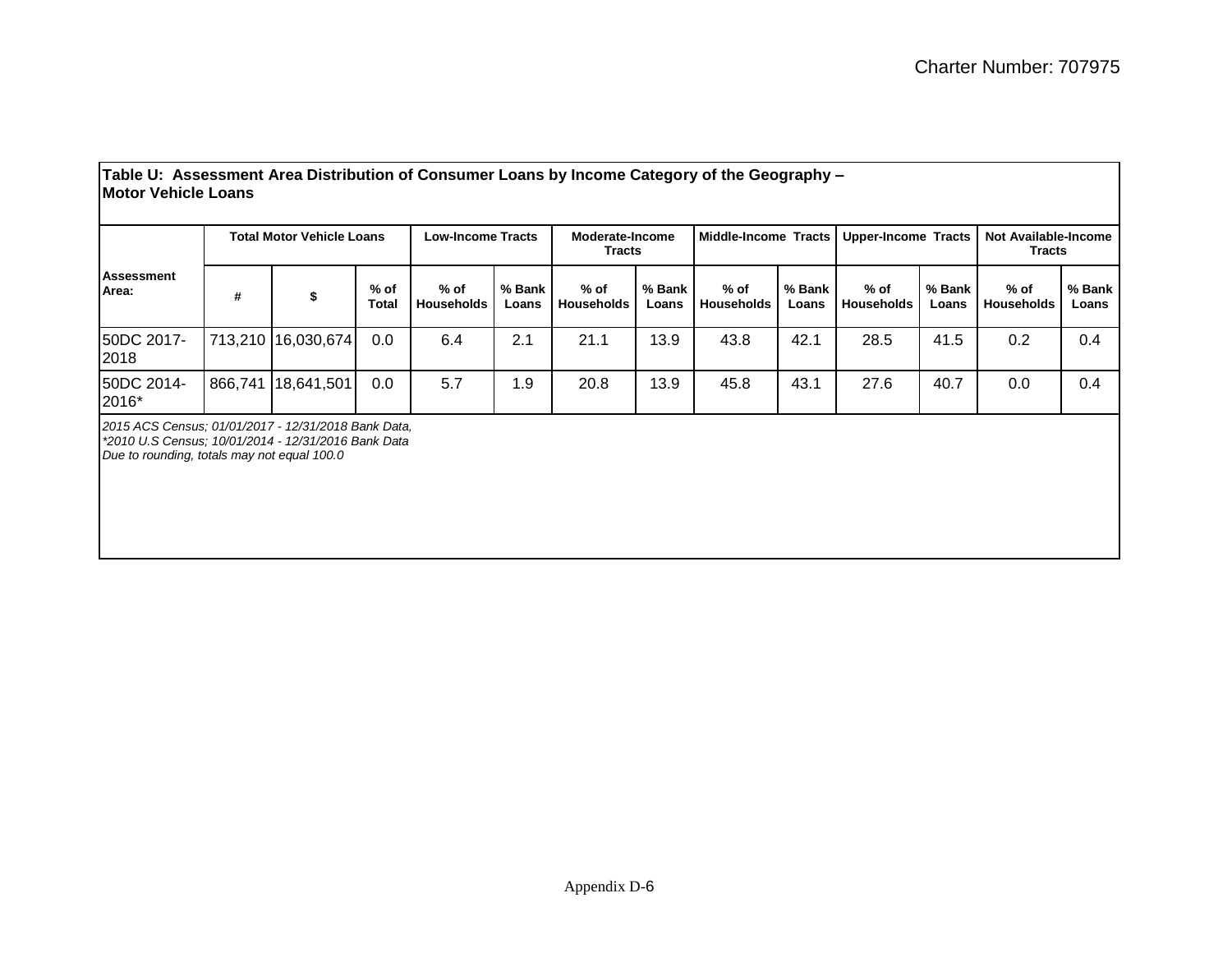**Table U: Assessment Area Distribution of Consumer Loans by Income Category of the Geography – Motor Vehicle Loans**

| Assessment Area: | Total Motor Vehicle Loans | | | Low-Income Tracts | | Moderate-Income Tracts | | Middle-Income Tracts | | Upper-Income Tracts | | Not Available-Income Tracts | |
|---|---|---|---|---|---|---|---|---|---|---|---|---|---|
| | # | $ | % of Total | % of Households | % Bank Loans | % of Households | % Bank Loans | % of Households | % Bank Loans | % of Households | % Bank Loans | % of Households | % Bank Loans |
| 50DC 2017-2018 | 713,210 | 16,030,674 | 0.0 | 6.4 | 2.1 | 21.1 | 13.9 | 43.8 | 42.1 | 28.5 | 41.5 | 0.2 | 0.4 |
| 50DC 2014-2016* | 866,741 | 18,641,501 | 0.0 | 5.7 | 1.9 | 20.8 | 13.9 | 45.8 | 43.1 | 27.6 | 40.7 | 0.0 | 0.4 |

*2015 ACS Census; 01/01/2017 - 12/31/2018 Bank Data,*
*\*2010 U.S Census; 10/01/2014 - 12/31/2016 Bank Data*
*Due to rounding, totals may not equal 100.0*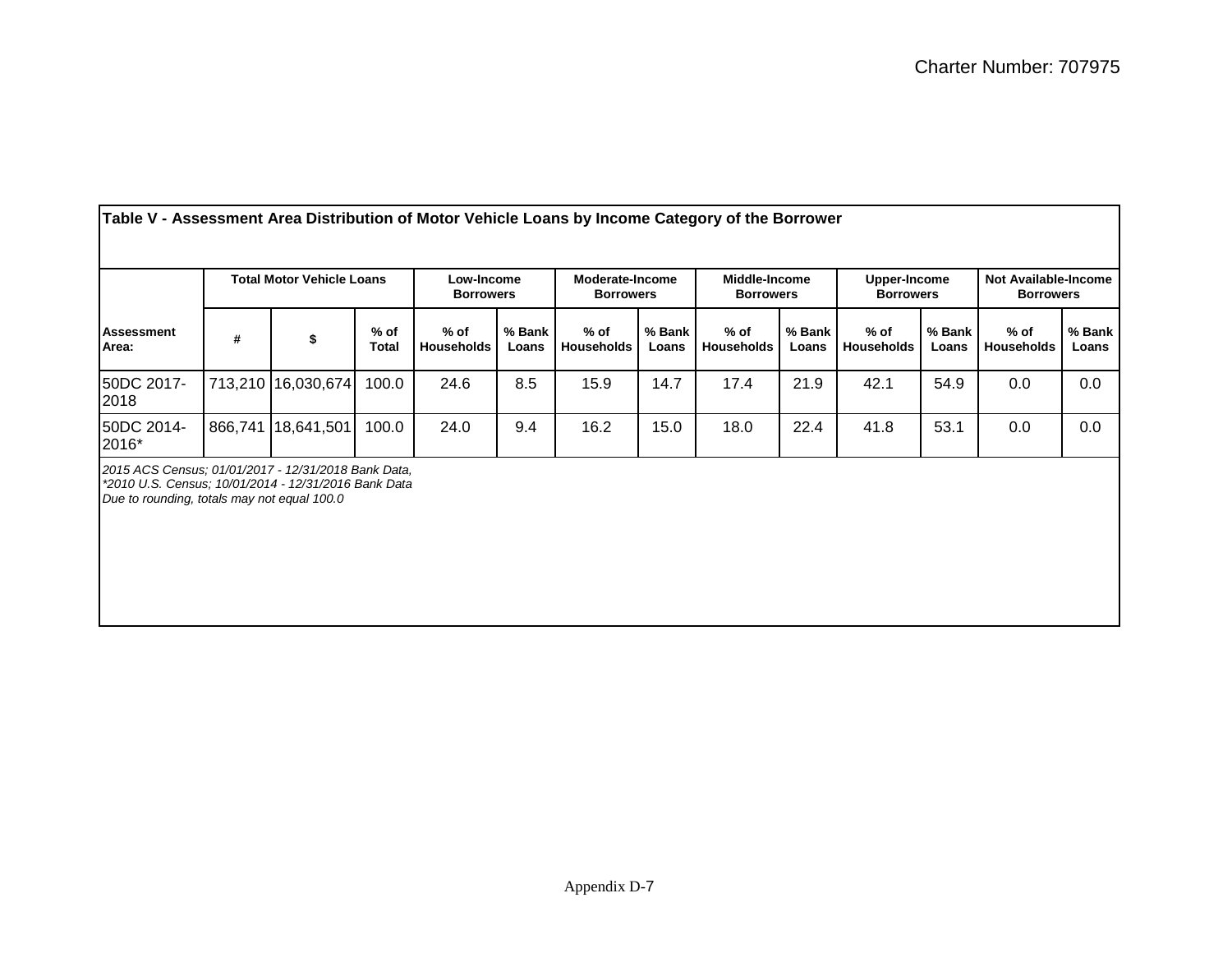**Table V - Assessment Area Distribution of Motor Vehicle Loans by Income Category of the Borrower**

| | Total Motor Vehicle Loans | | | Low-Income Borrowers | | Moderate-Income Borrowers | | Middle-Income Borrowers | | Upper-Income Borrowers | | Not Available-Income Borrowers | |
|---|---|---|---|---|---|---|---|---|---|---|---|---|---|
| Assessment Area: | # | $ | % of Total | % of Households | % Bank Loans | % of Households | % Bank Loans | % of Households | % Bank Loans | % of Households | % Bank Loans | % of Households | % Bank Loans |
| 50DC 2017-2018 | 713,210 | 16,030,674 | 100.0 | 24.6 | 8.5 | 15.9 | 14.7 | 17.4 | 21.9 | 42.1 | 54.9 | 0.0 | 0.0 |
| 50DC 2014-2016* | 866,741 | 18,641,501 | 100.0 | 24.0 | 9.4 | 16.2 | 15.0 | 18.0 | 22.4 | 41.8 | 53.1 | 0.0 | 0.0 |

*2015 ACS Census; 01/01/2017 - 12/31/2018 Bank Data,*
*\*2010 U.S. Census; 10/01/2014 - 12/31/2016 Bank Data*
*Due to rounding, totals may not equal 100.0*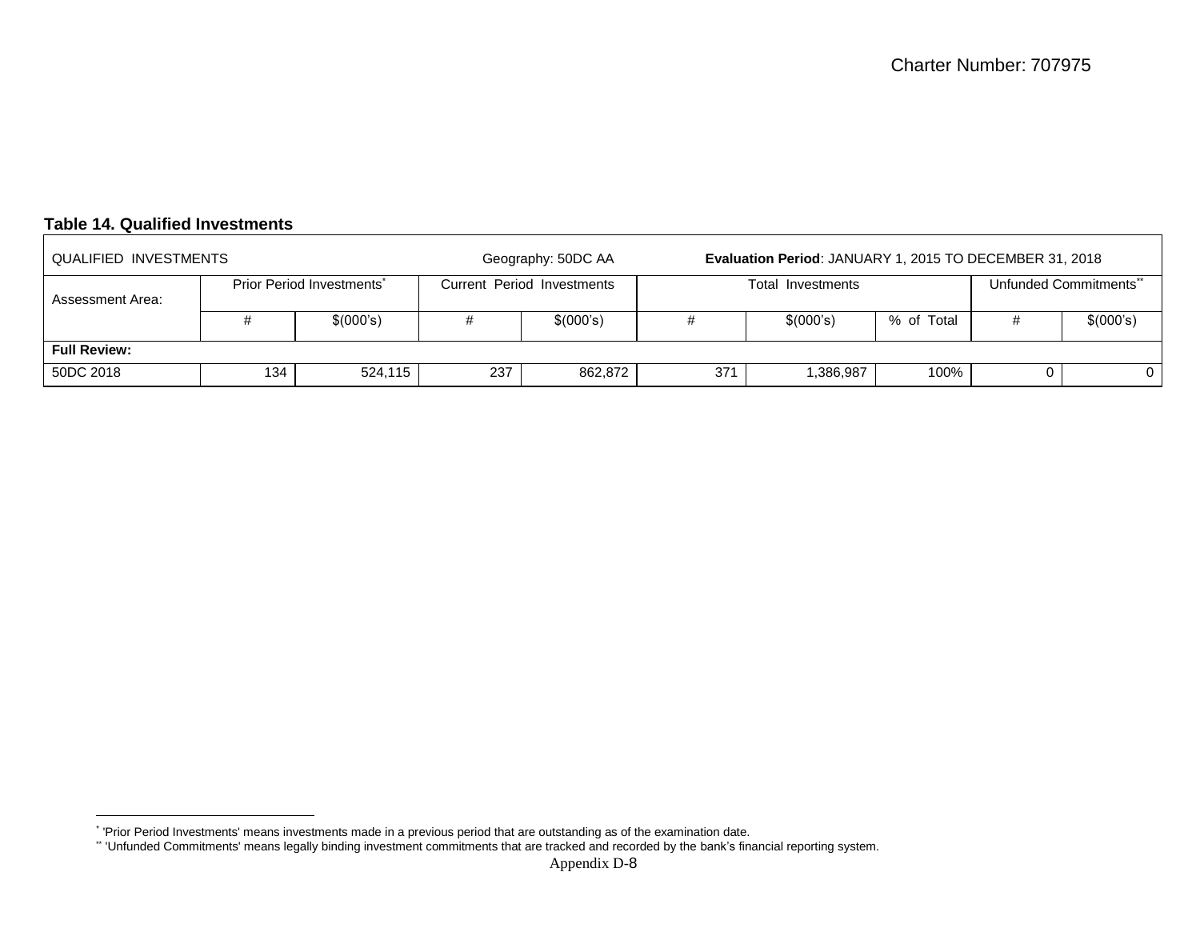### Table 14. Qualified Investments

| QUALIFIED INVESTMENTS | | | Geography: 50DC AA | | **Evaluation Period**: JANUARY 1, 2015 TO DECEMBER 31, 2018 | | | | |
|---|---|---|---|---|---|---|---|---|---|
| Assessment Area: | Prior Period Investments* | | Current Period Investments | | Total Investments | | | Unfunded Commitments** | |
| | # | $(000's) | # | $(000's) | # | $(000's) | % of Total | # | $(000's) |
| **Full Review:** | | | | | | | | | |
| 50DC 2018 | 134 | 524,115 | 237 | 862,872 | 371 | 1,386,987 | 100% | 0 | 0 |

* 'Prior Period Investments' means investments made in a previous period that are outstanding as of the examination date.
** 'Unfunded Commitments' means legally binding investment commitments that are tracked and recorded by the bank's financial reporting system.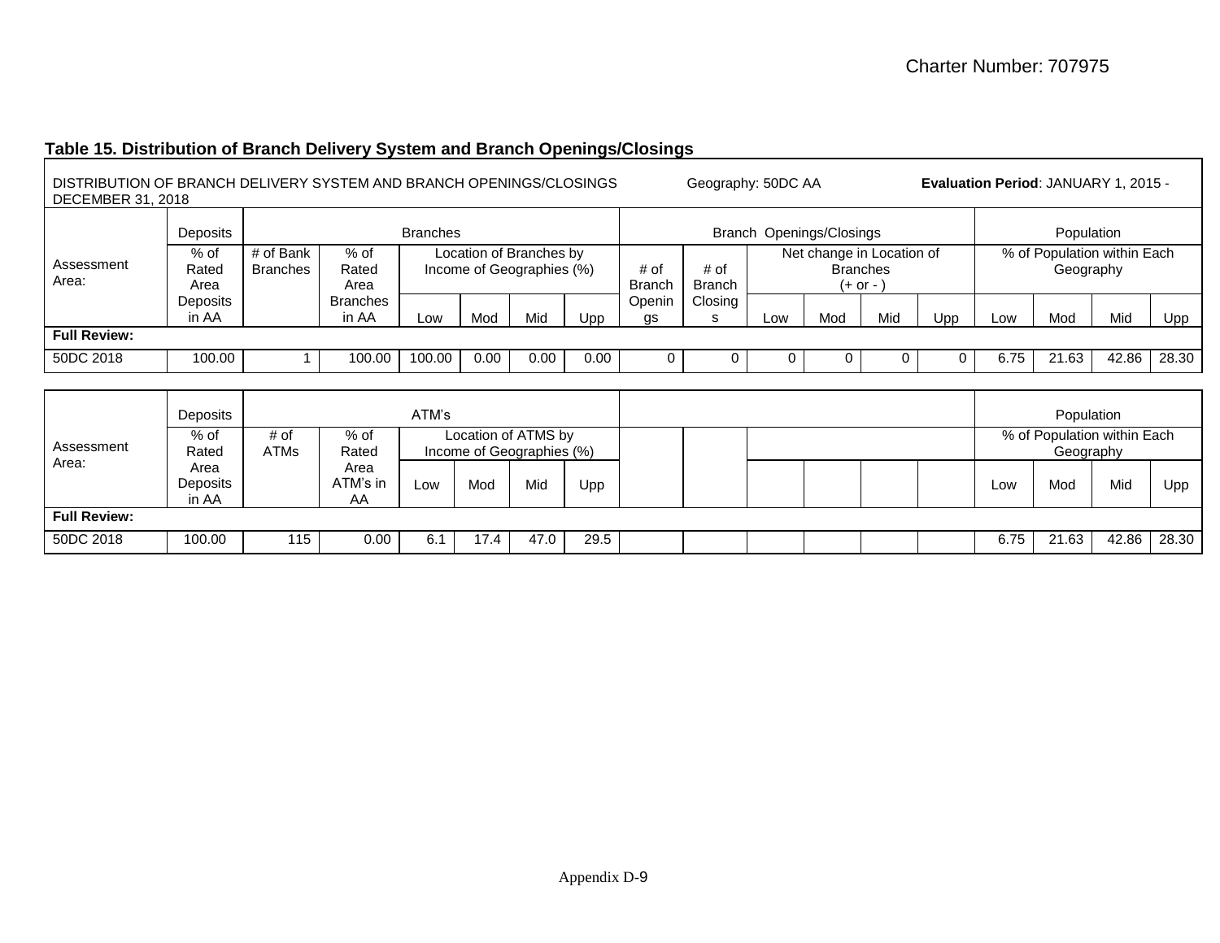Charter Number: 707975

**Table 15. Distribution of Branch Delivery System and Branch Openings/Closings**

DISTRIBUTION OF BRANCH DELIVERY SYSTEM AND BRANCH OPENINGS/CLOSINGS Geography: 50DC AA **Evaluation Period**: JANUARY 1, 2015 - DECEMBER 31, 2018

| Assessment Area: | Deposits | Branches | | | | | | Branch Openings/Closings | | | | | | Population | | | |
|---|---|---|---|---|---|---|---|---|---|---|---|---|---|---|---|---|---|
| | % of Rated Area Deposits in AA | # of Bank Branches | % of Rated Area Branches in AA | Location of Branches by Income of Geographies (%) | | | | # of Branch Openings | # of Branch Closings | Net change in Location of Branches (+ or - ) | | | | % of Population within Each Geography | | | |
| | | | | Low | Mod | Mid | Upp | | | Low | Mod | Mid | Upp | Low | Mod | Mid | Upp |
| **Full Review:** | | | | | | | | | | | | | | | | | |
| 50DC 2018 | 100.00 | 1 | 100.00 | 100.00 | 0.00 | 0.00 | 0.00 | 0 | 0 | 0 | 0 | 0 | 0 | 6.75 | 21.63 | 42.86 | 28.30 |

| Assessment Area: | Deposits | ATM's | | | | | | | | | | | | Population | | | |
|---|---|---|---|---|---|---|---|---|---|---|---|---|---|---|---|---|---|
| | % of Rated Area Deposits in AA | # of ATMs | % of Rated Area ATM's in AA | Location of ATMS by Income of Geographies (%) | | | | | | | | | | % of Population within Each Geography | | | |
| | | | | Low | Mod | Mid | Upp | | | | | | | Low | Mod | Mid | Upp |
| **Full Review:** | | | | | | | | | | | | | | | | | |
| 50DC 2018 | 100.00 | 115 | 0.00 | 6.1 | 17.4 | 47.0 | 29.5 | | | | | | | 6.75 | 21.63 | 42.86 | 28.30 |

Appendix D-9